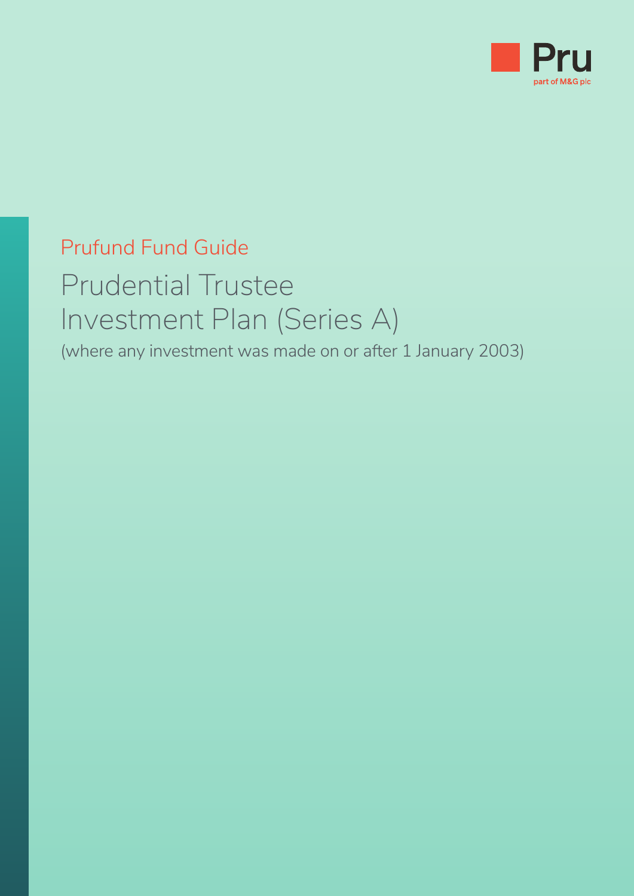Pru

part of M&G plc

Prufund Fund Guide

# Prudential Trustee Investment Plan (Series A)

(where any investment was made on or after 1 January 2003)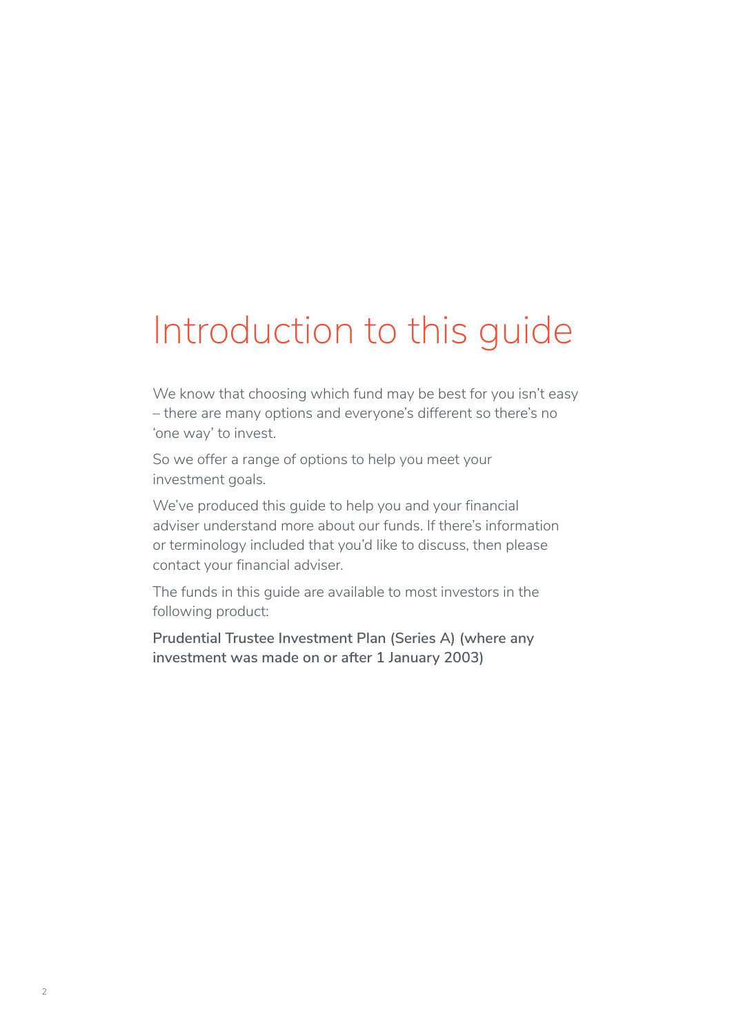# Introduction to this guide

We know that choosing which fund may be best for you isn't easy – there are many options and everyone's different so there's no 'one way' to invest.

So we offer a range of options to help you meet your investment goals.

We've produced this guide to help you and your financial adviser understand more about our funds. If there's information or terminology included that you'd like to discuss, then please contact your financial adviser.

The funds in this guide are available to most investors in the following product:

**Prudential Trustee Investment Plan (Series A) (where any investment was made on or after 1 January 2003)**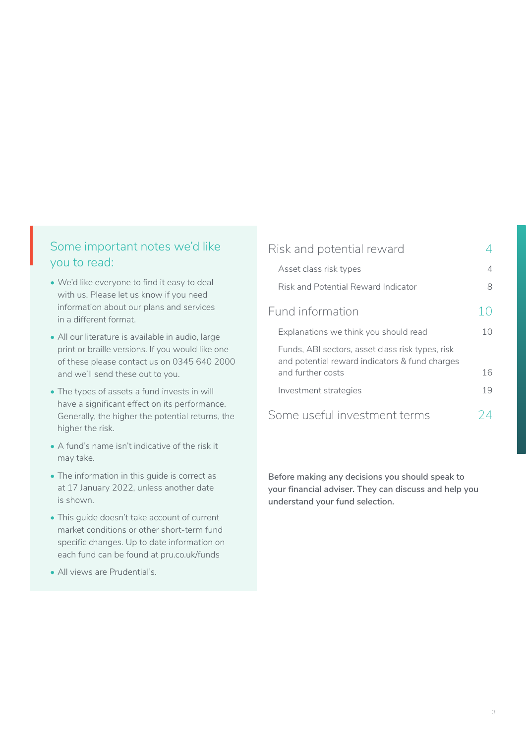## Some important notes we'd like you to read:

- We'd like everyone to find it easy to deal with us. Please let us know if you need information about our plans and services in a different format.
- All our literature is available in audio, large print or braille versions. If you would like one of these please contact us on 0345 640 2000 and we'll send these out to you.
- The types of assets a fund invests in will have a significant effect on its performance. Generally, the higher the potential returns, the higher the risk.
- A fund's name isn't indicative of the risk it may take.
- The information in this guide is correct as at 17 January 2022, unless another date is shown.
- This guide doesn't take account of current market conditions or other short-term fund specific changes. Up to date information on each fund can be found at pru.co.uk/funds
- All views are Prudential's.

| | |
|---|---|
| **Risk and potential reward** | **4** |
| Asset class risk types | 4 |
| Risk and Potential Reward Indicator | 8 |
| **Fund information** | **10** |
| Explanations we think you should read | 10 |
| Funds, ABI sectors, asset class risk types, risk and potential reward indicators & fund charges and further costs | 16 |
| Investment strategies | 19 |
| **Some useful investment terms** | **24** |

**Before making any decisions you should speak to your financial adviser. They can discuss and help you understand your fund selection.**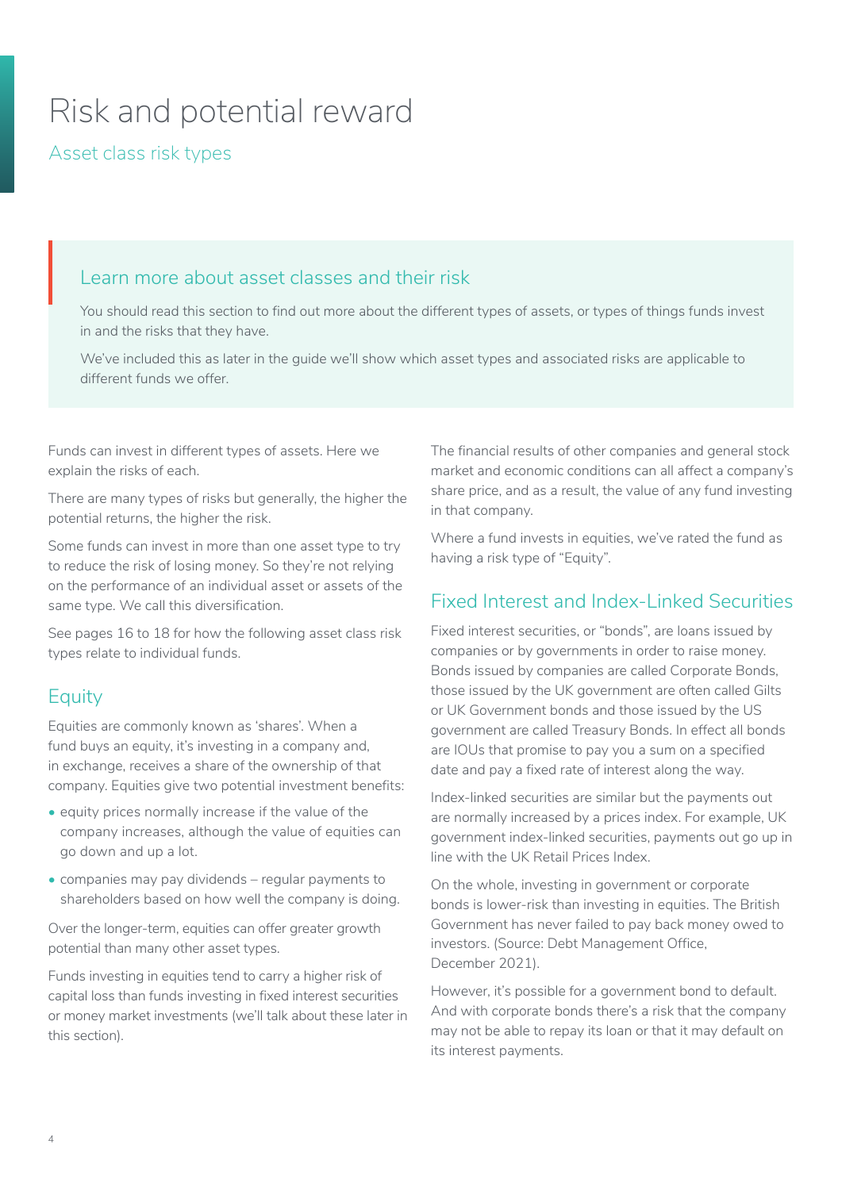# Risk and potential reward

## Asset class risk types

### Learn more about asset classes and their risk

You should read this section to find out more about the different types of assets, or types of things funds invest in and the risks that they have.

We've included this as later in the guide we'll show which asset types and associated risks are applicable to different funds we offer.

Funds can invest in different types of assets. Here we explain the risks of each.

There are many types of risks but generally, the higher the potential returns, the higher the risk.

Some funds can invest in more than one asset type to try to reduce the risk of losing money. So they're not relying on the performance of an individual asset or assets of the same type. We call this diversification.

See pages 16 to 18 for how the following asset class risk types relate to individual funds.

### Equity

Equities are commonly known as 'shares'. When a fund buys an equity, it's investing in a company and, in exchange, receives a share of the ownership of that company. Equities give two potential investment benefits:

- equity prices normally increase if the value of the company increases, although the value of equities can go down and up a lot.
- companies may pay dividends – regular payments to shareholders based on how well the company is doing.

Over the longer-term, equities can offer greater growth potential than many other asset types.

Funds investing in equities tend to carry a higher risk of capital loss than funds investing in fixed interest securities or money market investments (we'll talk about these later in this section).

The financial results of other companies and general stock market and economic conditions can all affect a company's share price, and as a result, the value of any fund investing in that company.

Where a fund invests in equities, we've rated the fund as having a risk type of "Equity".

### Fixed Interest and Index-Linked Securities

Fixed interest securities, or "bonds", are loans issued by companies or by governments in order to raise money. Bonds issued by companies are called Corporate Bonds, those issued by the UK government are often called Gilts or UK Government bonds and those issued by the US government are called Treasury Bonds. In effect all bonds are IOUs that promise to pay you a sum on a specified date and pay a fixed rate of interest along the way.

Index-linked securities are similar but the payments out are normally increased by a prices index. For example, UK government index-linked securities, payments out go up in line with the UK Retail Prices Index.

On the whole, investing in government or corporate bonds is lower-risk than investing in equities. The British Government has never failed to pay back money owed to investors. (Source: Debt Management Office, December 2021).

However, it's possible for a government bond to default. And with corporate bonds there's a risk that the company may not be able to repay its loan or that it may default on its interest payments.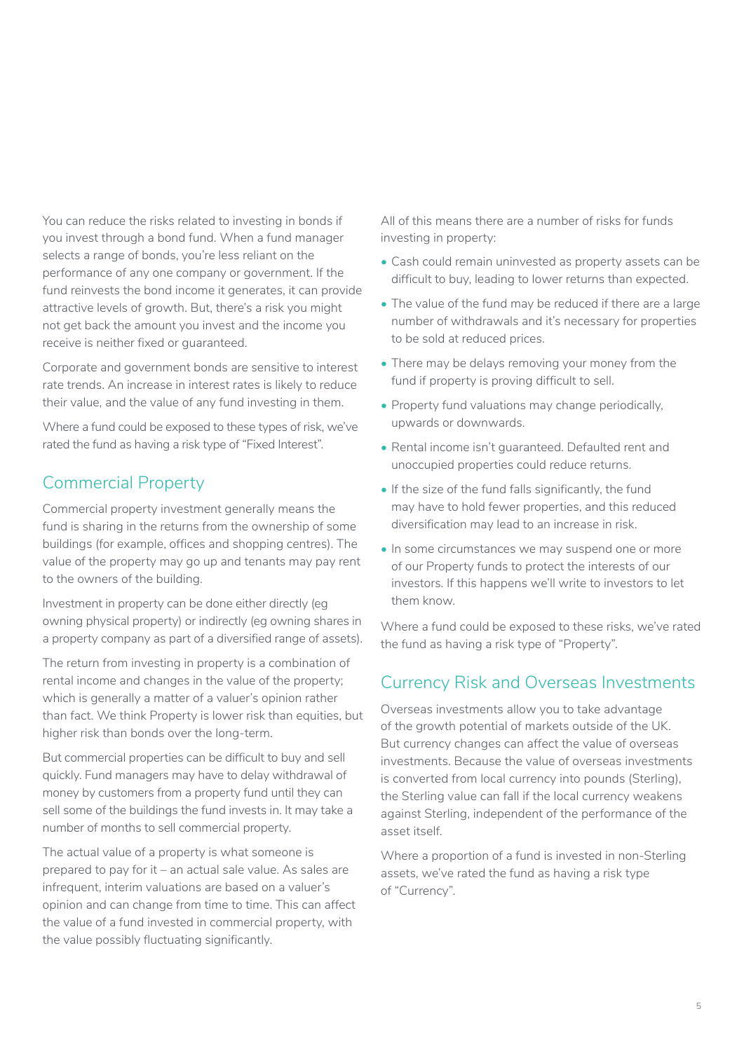You can reduce the risks related to investing in bonds if you invest through a bond fund. When a fund manager selects a range of bonds, you're less reliant on the performance of any one company or government. If the fund reinvests the bond income it generates, it can provide attractive levels of growth. But, there's a risk you might not get back the amount you invest and the income you receive is neither fixed or guaranteed.

Corporate and government bonds are sensitive to interest rate trends. An increase in interest rates is likely to reduce their value, and the value of any fund investing in them.

Where a fund could be exposed to these types of risk, we've rated the fund as having a risk type of "Fixed Interest".

## Commercial Property

Commercial property investment generally means the fund is sharing in the returns from the ownership of some buildings (for example, offices and shopping centres). The value of the property may go up and tenants may pay rent to the owners of the building.

Investment in property can be done either directly (eg owning physical property) or indirectly (eg owning shares in a property company as part of a diversified range of assets).

The return from investing in property is a combination of rental income and changes in the value of the property; which is generally a matter of a valuer's opinion rather than fact. We think Property is lower risk than equities, but higher risk than bonds over the long-term.

But commercial properties can be difficult to buy and sell quickly. Fund managers may have to delay withdrawal of money by customers from a property fund until they can sell some of the buildings the fund invests in. It may take a number of months to sell commercial property.

The actual value of a property is what someone is prepared to pay for it – an actual sale value. As sales are infrequent, interim valuations are based on a valuer's opinion and can change from time to time. This can affect the value of a fund invested in commercial property, with the value possibly fluctuating significantly.

All of this means there are a number of risks for funds investing in property:

- Cash could remain uninvested as property assets can be difficult to buy, leading to lower returns than expected.
- The value of the fund may be reduced if there are a large number of withdrawals and it's necessary for properties to be sold at reduced prices.
- There may be delays removing your money from the fund if property is proving difficult to sell.
- Property fund valuations may change periodically, upwards or downwards.
- Rental income isn't guaranteed. Defaulted rent and unoccupied properties could reduce returns.
- If the size of the fund falls significantly, the fund may have to hold fewer properties, and this reduced diversification may lead to an increase in risk.
- In some circumstances we may suspend one or more of our Property funds to protect the interests of our investors. If this happens we'll write to investors to let them know.

Where a fund could be exposed to these risks, we've rated the fund as having a risk type of "Property".

## Currency Risk and Overseas Investments

Overseas investments allow you to take advantage of the growth potential of markets outside of the UK. But currency changes can affect the value of overseas investments. Because the value of overseas investments is converted from local currency into pounds (Sterling), the Sterling value can fall if the local currency weakens against Sterling, independent of the performance of the asset itself.

Where a proportion of a fund is invested in non-Sterling assets, we've rated the fund as having a risk type of "Currency".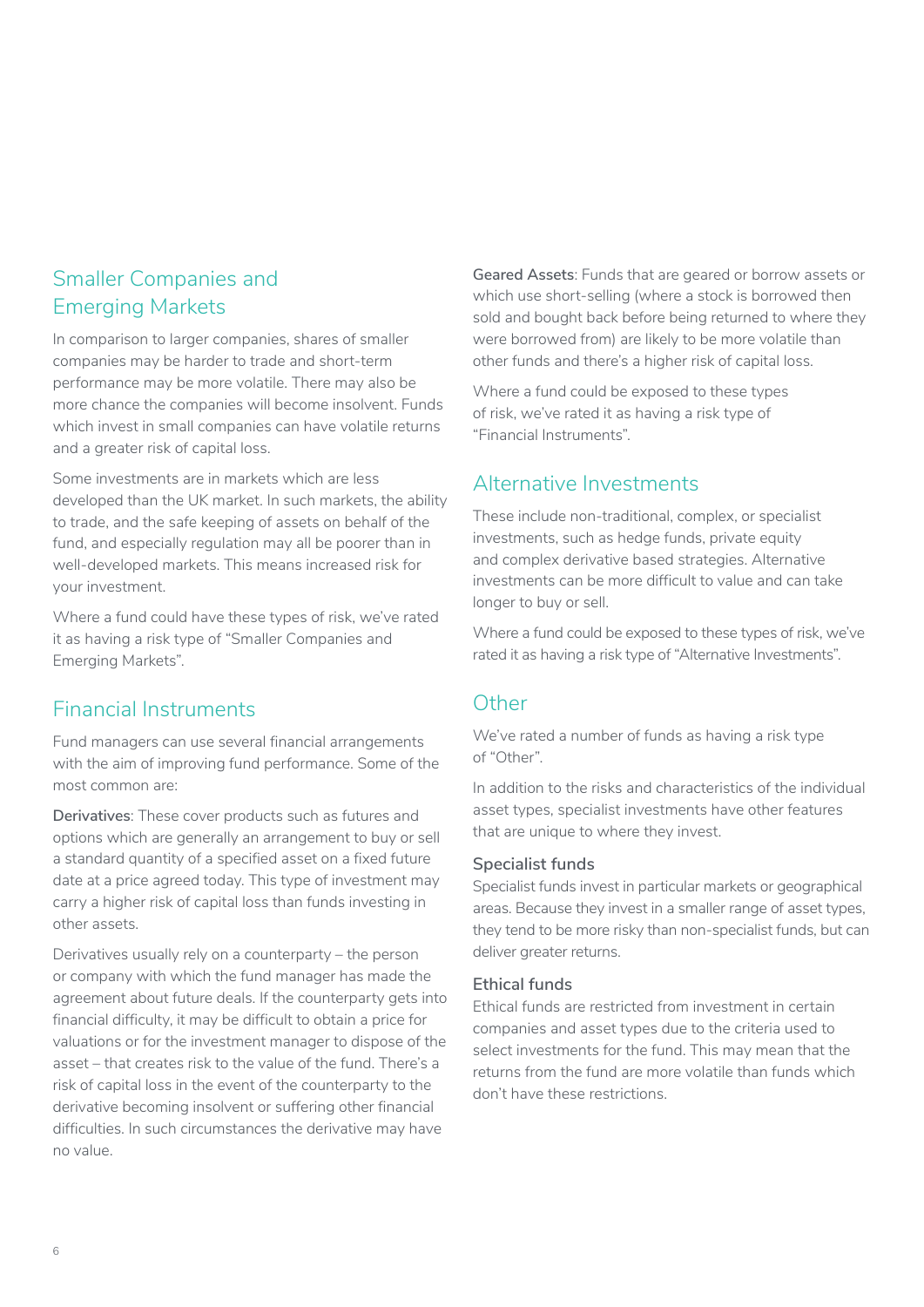## Smaller Companies and Emerging Markets

In comparison to larger companies, shares of smaller companies may be harder to trade and short-term performance may be more volatile. There may also be more chance the companies will become insolvent. Funds which invest in small companies can have volatile returns and a greater risk of capital loss.

Some investments are in markets which are less developed than the UK market. In such markets, the ability to trade, and the safe keeping of assets on behalf of the fund, and especially regulation may all be poorer than in well-developed markets. This means increased risk for your investment.

Where a fund could have these types of risk, we've rated it as having a risk type of "Smaller Companies and Emerging Markets".

## Financial Instruments

Fund managers can use several financial arrangements with the aim of improving fund performance. Some of the most common are:

**Derivatives**: These cover products such as futures and options which are generally an arrangement to buy or sell a standard quantity of a specified asset on a fixed future date at a price agreed today. This type of investment may carry a higher risk of capital loss than funds investing in other assets.

Derivatives usually rely on a counterparty – the person or company with which the fund manager has made the agreement about future deals. If the counterparty gets into financial difficulty, it may be difficult to obtain a price for valuations or for the investment manager to dispose of the asset – that creates risk to the value of the fund. There's a risk of capital loss in the event of the counterparty to the derivative becoming insolvent or suffering other financial difficulties. In such circumstances the derivative may have no value.

**Geared Assets**: Funds that are geared or borrow assets or which use short-selling (where a stock is borrowed then sold and bought back before being returned to where they were borrowed from) are likely to be more volatile than other funds and there's a higher risk of capital loss.

Where a fund could be exposed to these types of risk, we've rated it as having a risk type of "Financial Instruments".

## Alternative Investments

These include non-traditional, complex, or specialist investments, such as hedge funds, private equity and complex derivative based strategies. Alternative investments can be more difficult to value and can take longer to buy or sell.

Where a fund could be exposed to these types of risk, we've rated it as having a risk type of "Alternative Investments".

## Other

We've rated a number of funds as having a risk type of "Other".

In addition to the risks and characteristics of the individual asset types, specialist investments have other features that are unique to where they invest.

### Specialist funds

Specialist funds invest in particular markets or geographical areas. Because they invest in a smaller range of asset types, they tend to be more risky than non-specialist funds, but can deliver greater returns.

### Ethical funds

Ethical funds are restricted from investment in certain companies and asset types due to the criteria used to select investments for the fund. This may mean that the returns from the fund are more volatile than funds which don't have these restrictions.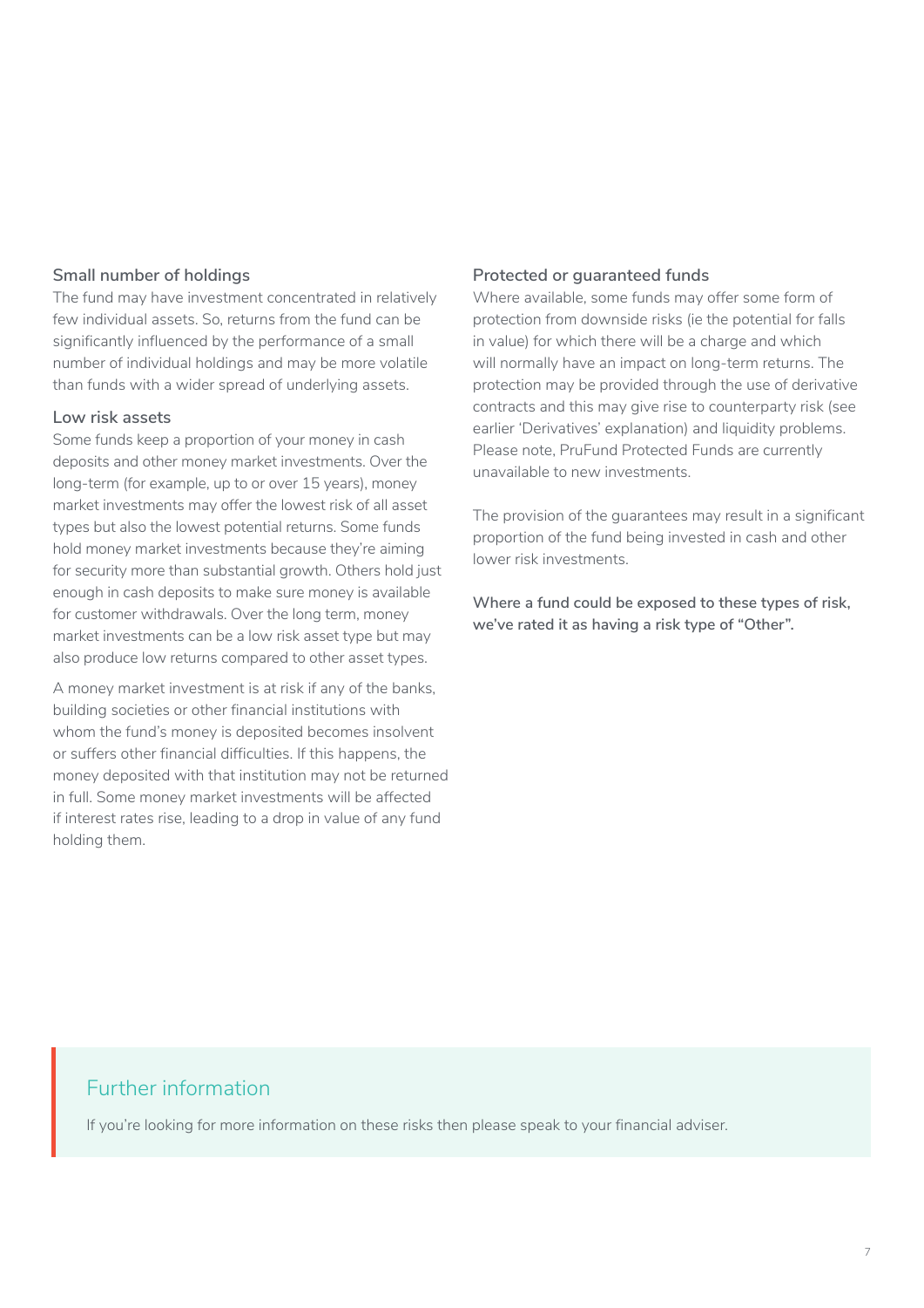### Small number of holdings

The fund may have investment concentrated in relatively few individual assets. So, returns from the fund can be significantly influenced by the performance of a small number of individual holdings and may be more volatile than funds with a wider spread of underlying assets.

### Low risk assets

Some funds keep a proportion of your money in cash deposits and other money market investments. Over the long-term (for example, up to or over 15 years), money market investments may offer the lowest risk of all asset types but also the lowest potential returns. Some funds hold money market investments because they're aiming for security more than substantial growth. Others hold just enough in cash deposits to make sure money is available for customer withdrawals. Over the long term, money market investments can be a low risk asset type but may also produce low returns compared to other asset types.

A money market investment is at risk if any of the banks, building societies or other financial institutions with whom the fund's money is deposited becomes insolvent or suffers other financial difficulties. If this happens, the money deposited with that institution may not be returned in full. Some money market investments will be affected if interest rates rise, leading to a drop in value of any fund holding them.

### Protected or guaranteed funds

Where available, some funds may offer some form of protection from downside risks (ie the potential for falls in value) for which there will be a charge and which will normally have an impact on long-term returns. The protection may be provided through the use of derivative contracts and this may give rise to counterparty risk (see earlier 'Derivatives' explanation) and liquidity problems. Please note, PruFund Protected Funds are currently unavailable to new investments.

The provision of the guarantees may result in a significant proportion of the fund being invested in cash and other lower risk investments.

**Where a fund could be exposed to these types of risk, we've rated it as having a risk type of "Other".**

## Further information

If you're looking for more information on these risks then please speak to your financial adviser.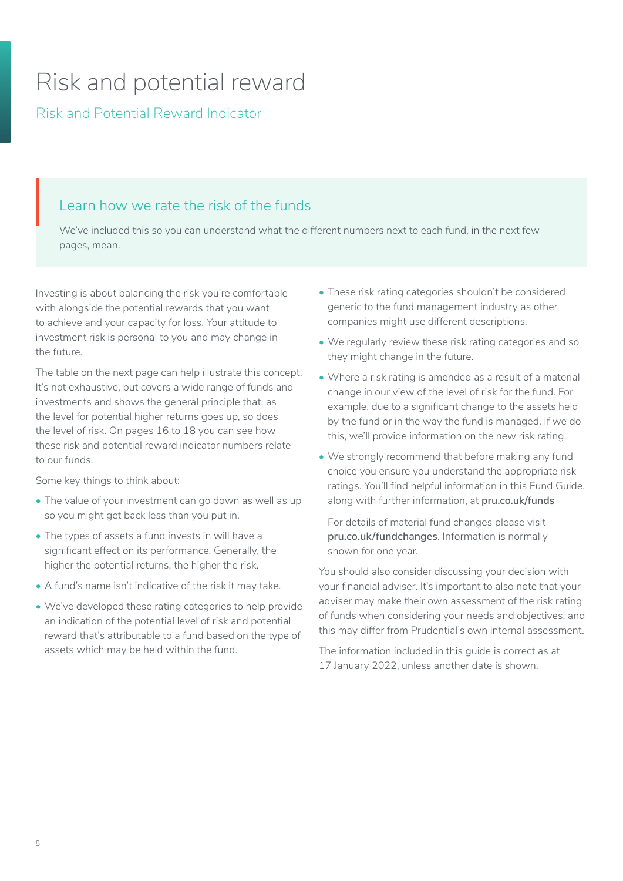# Risk and potential reward

## Risk and Potential Reward Indicator

### Learn how we rate the risk of the funds

We've included this so you can understand what the different numbers next to each fund, in the next few pages, mean.

Investing is about balancing the risk you're comfortable with alongside the potential rewards that you want to achieve and your capacity for loss. Your attitude to investment risk is personal to you and may change in the future.

The table on the next page can help illustrate this concept. It's not exhaustive, but covers a wide range of funds and investments and shows the general principle that, as the level for potential higher returns goes up, so does the level of risk. On pages 16 to 18 you can see how these risk and potential reward indicator numbers relate to our funds.

Some key things to think about:

- The value of your investment can go down as well as up so you might get back less than you put in.
- The types of assets a fund invests in will have a significant effect on its performance. Generally, the higher the potential returns, the higher the risk.
- A fund's name isn't indicative of the risk it may take.
- We've developed these rating categories to help provide an indication of the potential level of risk and potential reward that's attributable to a fund based on the type of assets which may be held within the fund.
- These risk rating categories shouldn't be considered generic to the fund management industry as other companies might use different descriptions.
- We regularly review these risk rating categories and so they might change in the future.
- Where a risk rating is amended as a result of a material change in our view of the level of risk for the fund. For example, due to a significant change to the assets held by the fund or in the way the fund is managed. If we do this, we'll provide information on the new risk rating.
- We strongly recommend that before making any fund choice you ensure you understand the appropriate risk ratings. You'll find helpful information in this Fund Guide, along with further information, at **pru.co.uk/funds**

  For details of material fund changes please visit **pru.co.uk/fundchanges**. Information is normally shown for one year.

You should also consider discussing your decision with your financial adviser. It's important to also note that your adviser may make their own assessment of the risk rating of funds when considering your needs and objectives, and this may differ from Prudential's own internal assessment.

The information included in this guide is correct as at 17 January 2022, unless another date is shown.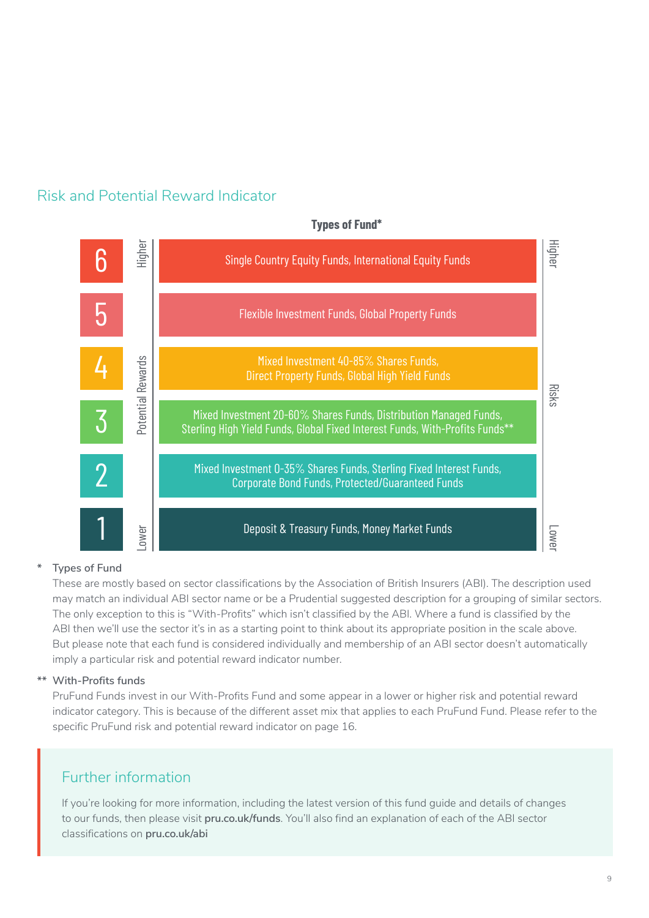## Risk and Potential Reward Indicator

**Types of Fund***

| Potential Rewards | Level | Types of Fund* | Risks |
|---|---|---|---|
| Higher | 6 | Single Country Equity Funds, International Equity Funds | Higher |
| | 5 | Flexible Investment Funds, Global Property Funds | |
| | 4 | Mixed Investment 40-85% Shares Funds, Direct Property Funds, Global High Yield Funds | |
| | 3 | Mixed Investment 20-60% Shares Funds, Distribution Managed Funds, Sterling High Yield Funds, Global Fixed Interest Funds, With-Profits Funds** | |
| | 2 | Mixed Investment 0-35% Shares Funds, Sterling Fixed Interest Funds, Corporate Bond Funds, Protected/Guaranteed Funds | |
| Lower | 1 | Deposit & Treasury Funds, Money Market Funds | Lower |

\* **Types of Fund**
These are mostly based on sector classifications by the Association of British Insurers (ABI). The description used may match an individual ABI sector name or be a Prudential suggested description for a grouping of similar sectors. The only exception to this is "With-Profits" which isn't classified by the ABI. Where a fund is classified by the ABI then we'll use the sector it's in as a starting point to think about its appropriate position in the scale above. But please note that each fund is considered individually and membership of an ABI sector doesn't automatically imply a particular risk and potential reward indicator number.

\*\* **With-Profits funds**
PruFund Funds invest in our With-Profits Fund and some appear in a lower or higher risk and potential reward indicator category. This is because of the different asset mix that applies to each PruFund Fund. Please refer to the specific PruFund risk and potential reward indicator on page 16.

### Further information

If you're looking for more information, including the latest version of this fund guide and details of changes to our funds, then please visit **pru.co.uk/funds**. You'll also find an explanation of each of the ABI sector classifications on **pru.co.uk/abi**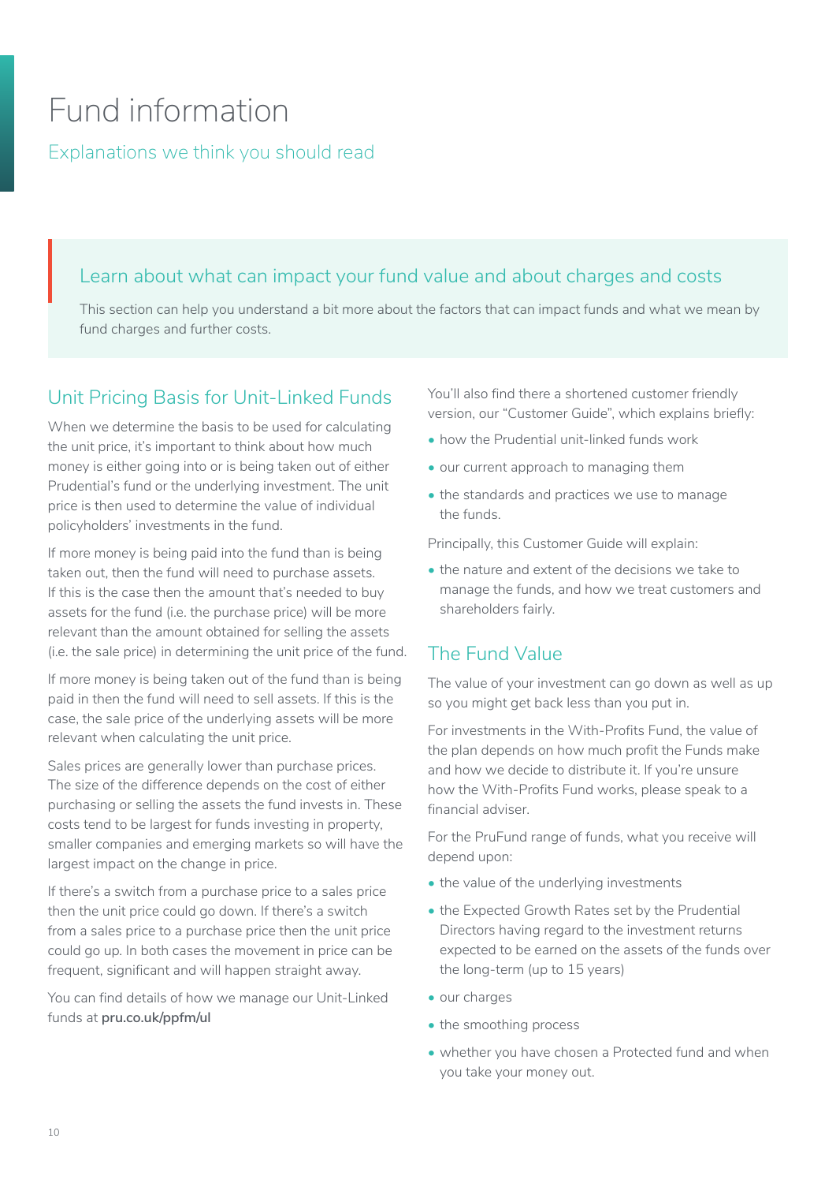# Fund information

Explanations we think you should read

## Learn about what can impact your fund value and about charges and costs

This section can help you understand a bit more about the factors that can impact funds and what we mean by fund charges and further costs.

## Unit Pricing Basis for Unit-Linked Funds

When we determine the basis to be used for calculating the unit price, it's important to think about how much money is either going into or is being taken out of either Prudential's fund or the underlying investment. The unit price is then used to determine the value of individual policyholders' investments in the fund.

If more money is being paid into the fund than is being taken out, then the fund will need to purchase assets. If this is the case then the amount that's needed to buy assets for the fund (i.e. the purchase price) will be more relevant than the amount obtained for selling the assets (i.e. the sale price) in determining the unit price of the fund.

If more money is being taken out of the fund than is being paid in then the fund will need to sell assets. If this is the case, the sale price of the underlying assets will be more relevant when calculating the unit price.

Sales prices are generally lower than purchase prices. The size of the difference depends on the cost of either purchasing or selling the assets the fund invests in. These costs tend to be largest for funds investing in property, smaller companies and emerging markets so will have the largest impact on the change in price.

If there's a switch from a purchase price to a sales price then the unit price could go down. If there's a switch from a sales price to a purchase price then the unit price could go up. In both cases the movement in price can be frequent, significant and will happen straight away.

You can find details of how we manage our Unit-Linked funds at **pru.co.uk/ppfm/ul**

You'll also find there a shortened customer friendly version, our "Customer Guide", which explains briefly:

- how the Prudential unit-linked funds work
- our current approach to managing them
- the standards and practices we use to manage the funds.

Principally, this Customer Guide will explain:

- the nature and extent of the decisions we take to manage the funds, and how we treat customers and shareholders fairly.

## The Fund Value

The value of your investment can go down as well as up so you might get back less than you put in.

For investments in the With-Profits Fund, the value of the plan depends on how much profit the Funds make and how we decide to distribute it. If you're unsure how the With-Profits Fund works, please speak to a financial adviser.

For the PruFund range of funds, what you receive will depend upon:

- the value of the underlying investments
- the Expected Growth Rates set by the Prudential Directors having regard to the investment returns expected to be earned on the assets of the funds over the long-term (up to 15 years)
- our charges
- the smoothing process
- whether you have chosen a Protected fund and when you take your money out.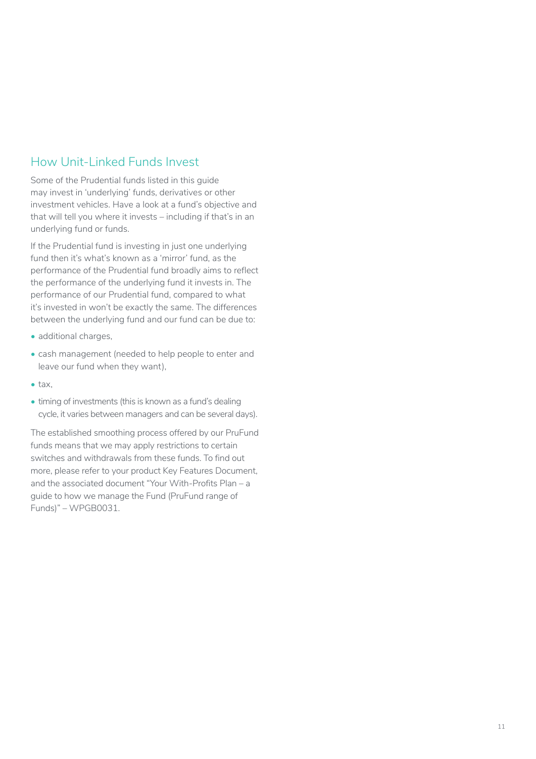## How Unit-Linked Funds Invest

Some of the Prudential funds listed in this guide may invest in 'underlying' funds, derivatives or other investment vehicles. Have a look at a fund's objective and that will tell you where it invests – including if that's in an underlying fund or funds.

If the Prudential fund is investing in just one underlying fund then it's what's known as a 'mirror' fund, as the performance of the Prudential fund broadly aims to reflect the performance of the underlying fund it invests in. The performance of our Prudential fund, compared to what it's invested in won't be exactly the same. The differences between the underlying fund and our fund can be due to:

- additional charges,
- cash management (needed to help people to enter and leave our fund when they want),
- tax,
- timing of investments (this is known as a fund's dealing cycle, it varies between managers and can be several days).

The established smoothing process offered by our PruFund funds means that we may apply restrictions to certain switches and withdrawals from these funds. To find out more, please refer to your product Key Features Document, and the associated document "Your With-Profits Plan – a guide to how we manage the Fund (PruFund range of Funds)" – WPGB0031.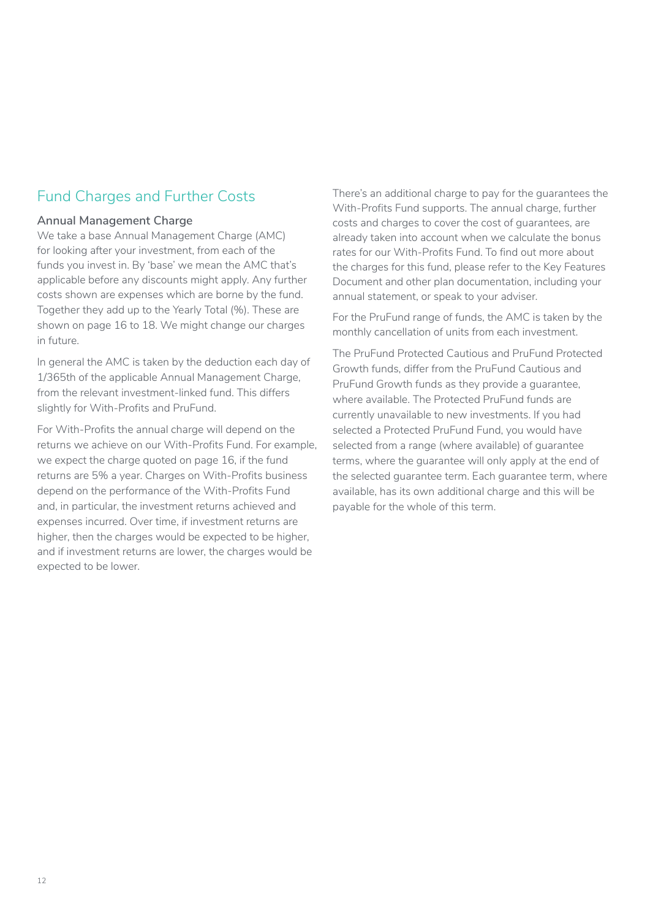## Fund Charges and Further Costs

### Annual Management Charge

We take a base Annual Management Charge (AMC) for looking after your investment, from each of the funds you invest in. By 'base' we mean the AMC that's applicable before any discounts might apply. Any further costs shown are expenses which are borne by the fund. Together they add up to the Yearly Total (%). These are shown on page 16 to 18. We might change our charges in future.

In general the AMC is taken by the deduction each day of 1/365th of the applicable Annual Management Charge, from the relevant investment-linked fund. This differs slightly for With-Profits and PruFund.

For With-Profits the annual charge will depend on the returns we achieve on our With-Profits Fund. For example, we expect the charge quoted on page 16, if the fund returns are 5% a year. Charges on With-Profits business depend on the performance of the With-Profits Fund and, in particular, the investment returns achieved and expenses incurred. Over time, if investment returns are higher, then the charges would be expected to be higher, and if investment returns are lower, the charges would be expected to be lower.

There's an additional charge to pay for the guarantees the With-Profits Fund supports. The annual charge, further costs and charges to cover the cost of guarantees, are already taken into account when we calculate the bonus rates for our With-Profits Fund. To find out more about the charges for this fund, please refer to the Key Features Document and other plan documentation, including your annual statement, or speak to your adviser.

For the PruFund range of funds, the AMC is taken by the monthly cancellation of units from each investment.

The PruFund Protected Cautious and PruFund Protected Growth funds, differ from the PruFund Cautious and PruFund Growth funds as they provide a guarantee, where available. The Protected PruFund funds are currently unavailable to new investments. If you had selected a Protected PruFund Fund, you would have selected from a range (where available) of guarantee terms, where the guarantee will only apply at the end of the selected guarantee term. Each guarantee term, where available, has its own additional charge and this will be payable for the whole of this term.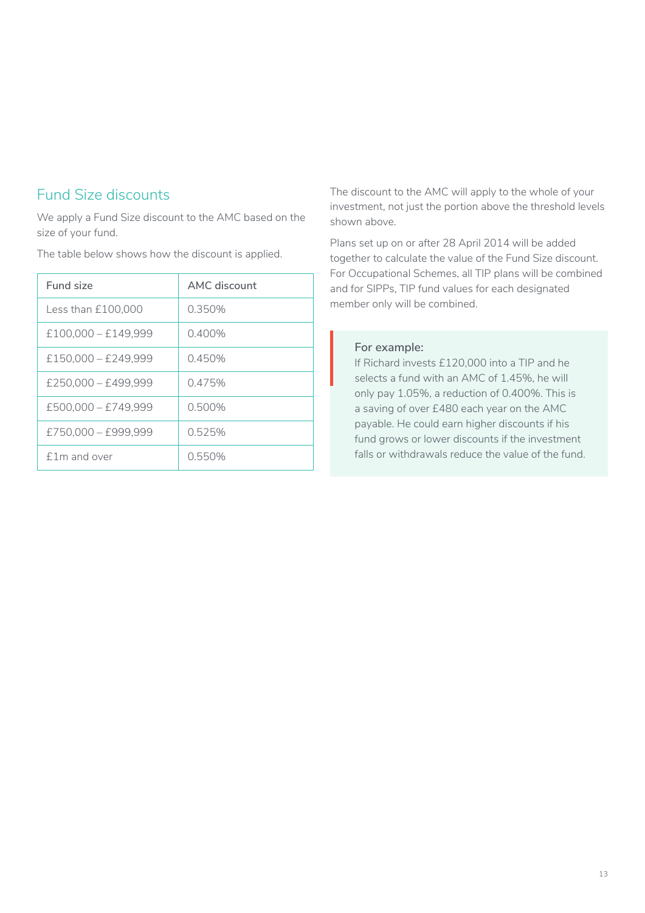## Fund Size discounts

We apply a Fund Size discount to the AMC based on the size of your fund.

The table below shows how the discount is applied.

| Fund size | AMC discount |
|---|---|
| Less than £100,000 | 0.350% |
| £100,000 – £149,999 | 0.400% |
| £150,000 – £249,999 | 0.450% |
| £250,000 – £499,999 | 0.475% |
| £500,000 – £749,999 | 0.500% |
| £750,000 – £999,999 | 0.525% |
| £1m and over | 0.550% |

The discount to the AMC will apply to the whole of your investment, not just the portion above the threshold levels shown above.

Plans set up on or after 28 April 2014 will be added together to calculate the value of the Fund Size discount. For Occupational Schemes, all TIP plans will be combined and for SIPPs, TIP fund values for each designated member only will be combined.

**For example:**
If Richard invests £120,000 into a TIP and he selects a fund with an AMC of 1.45%, he will only pay 1.05%, a reduction of 0.400%. This is a saving of over £480 each year on the AMC payable. He could earn higher discounts if his fund grows or lower discounts if the investment falls or withdrawals reduce the value of the fund.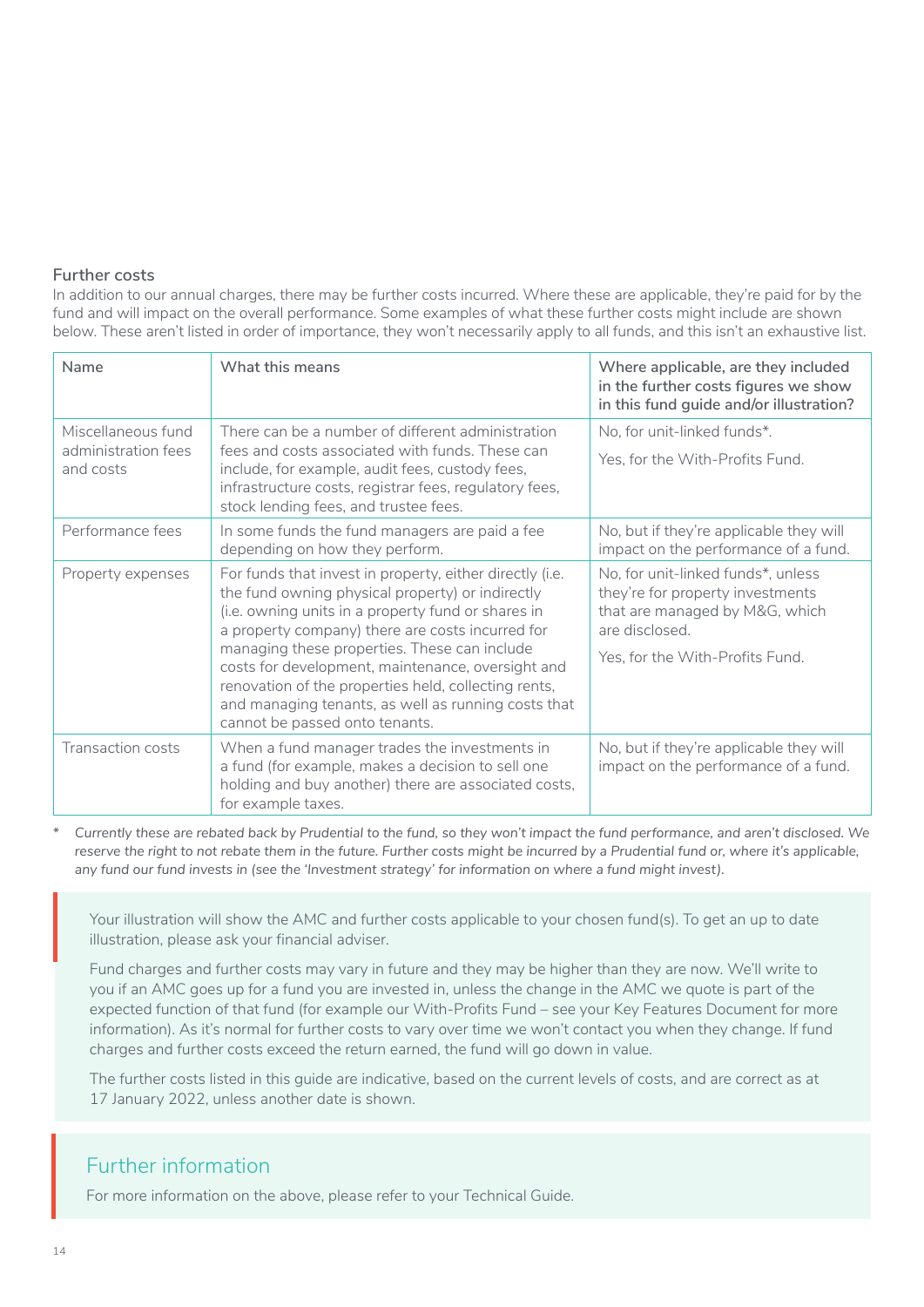### Further costs

In addition to our annual charges, there may be further costs incurred. Where these are applicable, they're paid for by the fund and will impact on the overall performance. Some examples of what these further costs might include are shown below. These aren't listed in order of importance, they won't necessarily apply to all funds, and this isn't an exhaustive list.

| Name | What this means | Where applicable, are they included in the further costs figures we show in this fund guide and/or illustration? |
|---|---|---|
| Miscellaneous fund administration fees and costs | There can be a number of different administration fees and costs associated with funds. These can include, for example, audit fees, custody fees, infrastructure costs, registrar fees, regulatory fees, stock lending fees, and trustee fees. | No, for unit-linked funds*.<br><br>Yes, for the With-Profits Fund. |
| Performance fees | In some funds the fund managers are paid a fee depending on how they perform. | No, but if they're applicable they will impact on the performance of a fund. |
| Property expenses | For funds that invest in property, either directly (i.e. the fund owning physical property) or indirectly (i.e. owning units in a property fund or shares in a property company) there are costs incurred for managing these properties. These can include costs for development, maintenance, oversight and renovation of the properties held, collecting rents, and managing tenants, as well as running costs that cannot be passed onto tenants. | No, for unit-linked funds*, unless they're for property investments that are managed by M&G, which are disclosed.<br><br>Yes, for the With-Profits Fund. |
| Transaction costs | When a fund manager trades the investments in a fund (for example, makes a decision to sell one holding and buy another) there are associated costs, for example taxes. | No, but if they're applicable they will impact on the performance of a fund. |

\* *Currently these are rebated back by Prudential to the fund, so they won't impact the fund performance, and aren't disclosed. We reserve the right to not rebate them in the future. Further costs might be incurred by a Prudential fund or, where it's applicable, any fund our fund invests in (see the 'Investment strategy' for information on where a fund might invest).*

Your illustration will show the AMC and further costs applicable to your chosen fund(s). To get an up to date illustration, please ask your financial adviser.

Fund charges and further costs may vary in future and they may be higher than they are now. We'll write to you if an AMC goes up for a fund you are invested in, unless the change in the AMC we quote is part of the expected function of that fund (for example our With-Profits Fund – see your Key Features Document for more information). As it's normal for further costs to vary over time we won't contact you when they change. If fund charges and further costs exceed the return earned, the fund will go down in value.

The further costs listed in this guide are indicative, based on the current levels of costs, and are correct as at 17 January 2022, unless another date is shown.

## Further information

For more information on the above, please refer to your Technical Guide.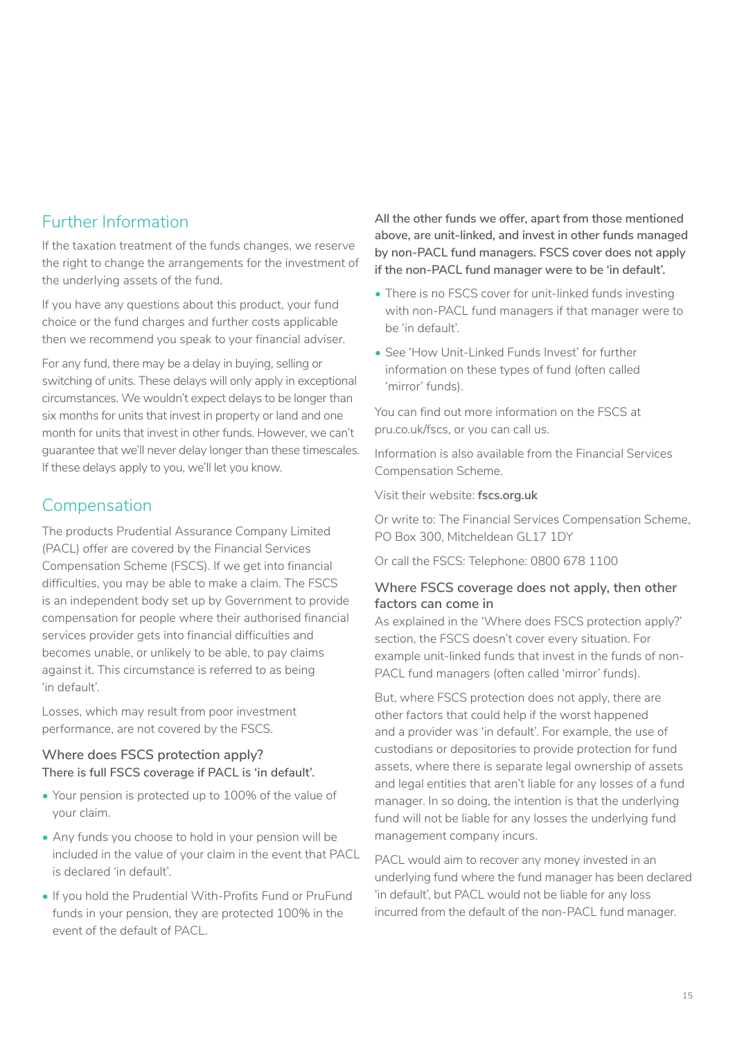## Further Information

If the taxation treatment of the funds changes, we reserve the right to change the arrangements for the investment of the underlying assets of the fund.

If you have any questions about this product, your fund choice or the fund charges and further costs applicable then we recommend you speak to your financial adviser.

For any fund, there may be a delay in buying, selling or switching of units. These delays will only apply in exceptional circumstances. We wouldn't expect delays to be longer than six months for units that invest in property or land and one month for units that invest in other funds. However, we can't guarantee that we'll never delay longer than these timescales. If these delays apply to you, we'll let you know.

## Compensation

The products Prudential Assurance Company Limited (PACL) offer are covered by the Financial Services Compensation Scheme (FSCS). If we get into financial difficulties, you may be able to make a claim. The FSCS is an independent body set up by Government to provide compensation for people where their authorised financial services provider gets into financial difficulties and becomes unable, or unlikely to be able, to pay claims against it. This circumstance is referred to as being 'in default'.

Losses, which may result from poor investment performance, are not covered by the FSCS.

### Where does FSCS protection apply?

**There is full FSCS coverage if PACL is 'in default'.**

- Your pension is protected up to 100% of the value of your claim.
- Any funds you choose to hold in your pension will be included in the value of your claim in the event that PACL is declared 'in default'.
- If you hold the Prudential With-Profits Fund or PruFund funds in your pension, they are protected 100% in the event of the default of PACL.

**All the other funds we offer, apart from those mentioned above, are unit-linked, and invest in other funds managed by non-PACL fund managers. FSCS cover does not apply if the non-PACL fund manager were to be 'in default'.**

- There is no FSCS cover for unit-linked funds investing with non-PACL fund managers if that manager were to be 'in default'.
- See 'How Unit-Linked Funds Invest' for further information on these types of fund (often called 'mirror' funds).

You can find out more information on the FSCS at pru.co.uk/fscs, or you can call us.

Information is also available from the Financial Services Compensation Scheme.

Visit their website: **fscs.org.uk**

Or write to: The Financial Services Compensation Scheme, PO Box 300, Mitcheldean GL17 1DY

Or call the FSCS: Telephone: 0800 678 1100

### Where FSCS coverage does not apply, then other factors can come in

As explained in the 'Where does FSCS protection apply?' section, the FSCS doesn't cover every situation. For example unit-linked funds that invest in the funds of non-PACL fund managers (often called 'mirror' funds).

But, where FSCS protection does not apply, there are other factors that could help if the worst happened and a provider was 'in default'. For example, the use of custodians or depositories to provide protection for fund assets, where there is separate legal ownership of assets and legal entities that aren't liable for any losses of a fund manager. In so doing, the intention is that the underlying fund will not be liable for any losses the underlying fund management company incurs.

PACL would aim to recover any money invested in an underlying fund where the fund manager has been declared 'in default', but PACL would not be liable for any loss incurred from the default of the non-PACL fund manager.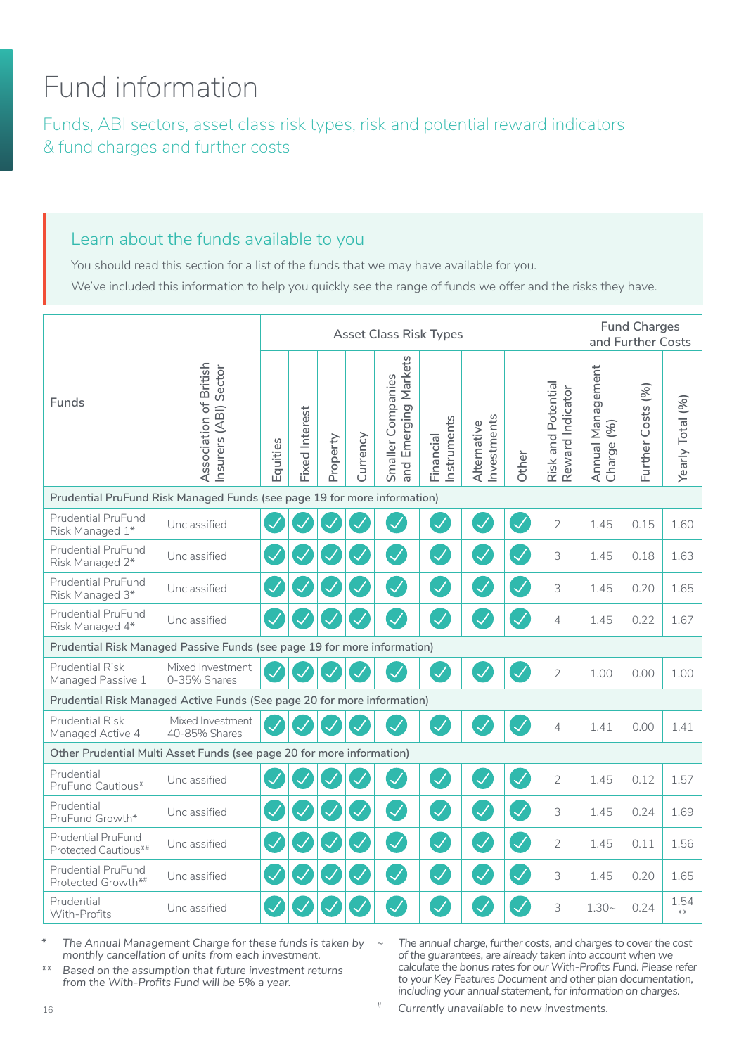# Fund information

Funds, ABI sectors, asset class risk types, risk and potential reward indicators & fund charges and further costs

## Learn about the funds available to you

You should read this section for a list of the funds that we may have available for you.

We've included this information to help you quickly see the range of funds we offer and the risks they have.

| Funds | Association of British Insurers (ABI) Sector | Asset Class Risk Types | | | | | | | | Risk and Potential Reward Indicator | Fund Charges and Further Costs | | |
|---|---|---|---|---|---|---|---|---|---|---|---|---|---|
| | | Equities | Fixed Interest | Property | Currency | Smaller Companies and Emerging Markets | Financial Instruments | Alternative Investments | Other | | Annual Management Charge (%) | Further Costs (%) | Yearly Total (%) |
| **Prudential PruFund Risk Managed Funds (see page 19 for more information)** | | | | | | | | | | | | | |
| Prudential PruFund Risk Managed 1* | Unclassified | ✓ | ✓ | ✓ | ✓ | ✓ | ✓ | ✓ | ✓ | 2 | 1.45 | 0.15 | 1.60 |
| Prudential PruFund Risk Managed 2* | Unclassified | ✓ | ✓ | ✓ | ✓ | ✓ | ✓ | ✓ | ✓ | 3 | 1.45 | 0.18 | 1.63 |
| Prudential PruFund Risk Managed 3* | Unclassified | ✓ | ✓ | ✓ | ✓ | ✓ | ✓ | ✓ | ✓ | 3 | 1.45 | 0.20 | 1.65 |
| Prudential PruFund Risk Managed 4* | Unclassified | ✓ | ✓ | ✓ | ✓ | ✓ | ✓ | ✓ | ✓ | 4 | 1.45 | 0.22 | 1.67 |
| **Prudential Risk Managed Passive Funds (see page 19 for more information)** | | | | | | | | | | | | | |
| Prudential Risk Managed Passive 1 | Mixed Investment 0-35% Shares | ✓ | ✓ | ✓ | ✓ | ✓ | ✓ | ✓ | ✓ | 2 | 1.00 | 0.00 | 1.00 |
| **Prudential Risk Managed Active Funds (See page 20 for more information)** | | | | | | | | | | | | | |
| Prudential Risk Managed Active 4 | Mixed Investment 40-85% Shares | ✓ | ✓ | ✓ | ✓ | ✓ | ✓ | ✓ | ✓ | 4 | 1.41 | 0.00 | 1.41 |
| **Other Prudential Multi Asset Funds (see page 20 for more information)** | | | | | | | | | | | | | |
| Prudential PruFund Cautious* | Unclassified | ✓ | ✓ | ✓ | ✓ | ✓ | ✓ | ✓ | ✓ | 2 | 1.45 | 0.12 | 1.57 |
| Prudential PruFund Growth* | Unclassified | ✓ | ✓ | ✓ | ✓ | ✓ | ✓ | ✓ | ✓ | 3 | 1.45 | 0.24 | 1.69 |
| Prudential PruFund Protected Cautious*# | Unclassified | ✓ | ✓ | ✓ | ✓ | ✓ | ✓ | ✓ | ✓ | 2 | 1.45 | 0.11 | 1.56 |
| Prudential PruFund Protected Growth*# | Unclassified | ✓ | ✓ | ✓ | ✓ | ✓ | ✓ | ✓ | ✓ | 3 | 1.45 | 0.20 | 1.65 |
| Prudential With-Profits | Unclassified | ✓ | ✓ | ✓ | ✓ | ✓ | ✓ | ✓ | ✓ | 3 | 1.30~ | 0.24 | 1.54 ** |

\* *The Annual Management Charge for these funds is taken by monthly cancellation of units from each investment.*

\** *Based on the assumption that future investment returns from the With-Profits Fund will be 5% a year.*

~ *The annual charge, further costs, and charges to cover the cost of the guarantees, are already taken into account when we calculate the bonus rates for our With-Profits Fund. Please refer to your Key Features Document and other plan documentation, including your annual statement, for information on charges.*

\# *Currently unavailable to new investments.*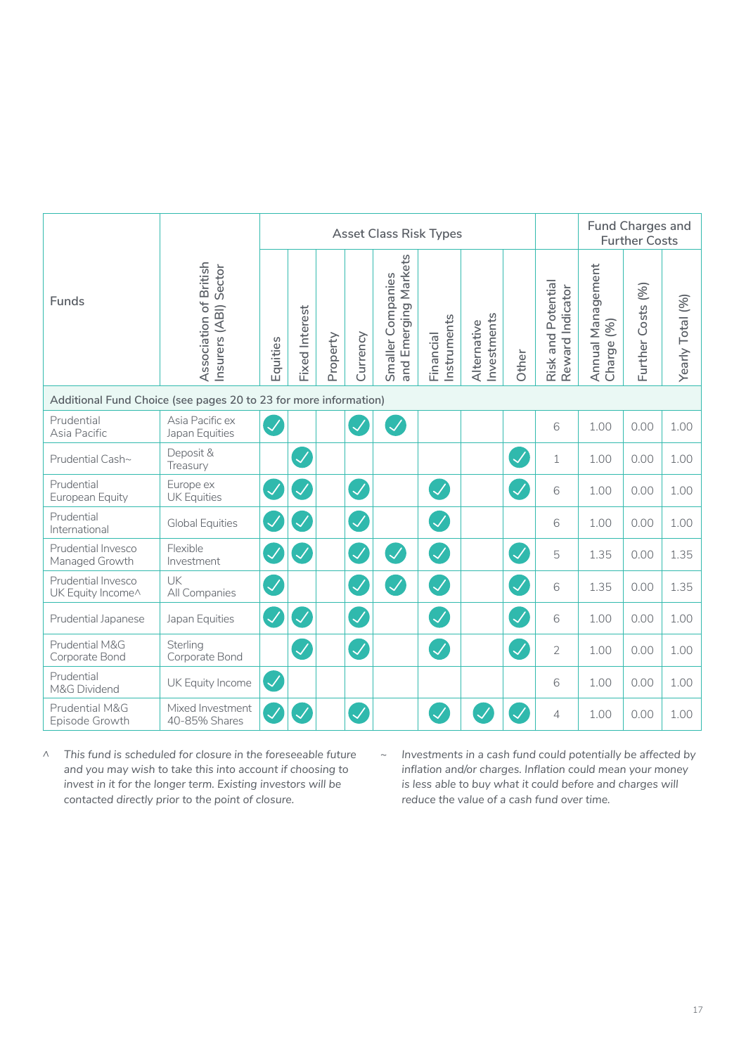| Funds | Association of British Insurers (ABI) Sector | Asset Class Risk Types | | | | | | | | Risk and Potential Reward Indicator | Fund Charges and Further Costs | | |
|---|---|---|---|---|---|---|---|---|---|---|---|---|---|
| | | Equities | Fixed Interest | Property | Currency | Smaller Companies and Emerging Markets | Financial Instruments | Alternative Investments | Other | | Annual Management Charge (%) | Further Costs (%) | Yearly Total (%) |
| **Additional Fund Choice (see pages 20 to 23 for more information)** | | | | | | | | | | | | | |
| Prudential Asia Pacific | Asia Pacific ex Japan Equities | ✓ | | | ✓ | ✓ | | | | 6 | 1.00 | 0.00 | 1.00 |
| Prudential Cash~ | Deposit & Treasury | | ✓ | | | | | | ✓ | 1 | 1.00 | 0.00 | 1.00 |
| Prudential European Equity | Europe ex UK Equities | ✓ | ✓ | | ✓ | | ✓ | | ✓ | 6 | 1.00 | 0.00 | 1.00 |
| Prudential International | Global Equities | ✓ | ✓ | | ✓ | | ✓ | | | 6 | 1.00 | 0.00 | 1.00 |
| Prudential Invesco Managed Growth | Flexible Investment | ✓ | ✓ | | ✓ | ✓ | ✓ | | ✓ | 5 | 1.35 | 0.00 | 1.35 |
| Prudential Invesco UK Equity Income^ | UK All Companies | ✓ | | | ✓ | ✓ | ✓ | | ✓ | 6 | 1.35 | 0.00 | 1.35 |
| Prudential Japanese | Japan Equities | ✓ | ✓ | | ✓ | | ✓ | | ✓ | 6 | 1.00 | 0.00 | 1.00 |
| Prudential M&G Corporate Bond | Sterling Corporate Bond | | ✓ | | ✓ | | ✓ | | ✓ | 2 | 1.00 | 0.00 | 1.00 |
| Prudential M&G Dividend | UK Equity Income | ✓ | | | | | | | | 6 | 1.00 | 0.00 | 1.00 |
| Prudential M&G Episode Growth | Mixed Investment 40-85% Shares | ✓ | ✓ | | ✓ | | ✓ | ✓ | ✓ | 4 | 1.00 | 0.00 | 1.00 |

^ *This fund is scheduled for closure in the foreseeable future and you may wish to take this into account if choosing to invest in it for the longer term. Existing investors will be contacted directly prior to the point of closure.*

~ *Investments in a cash fund could potentially be affected by inflation and/or charges. Inflation could mean your money is less able to buy what it could before and charges will reduce the value of a cash fund over time.*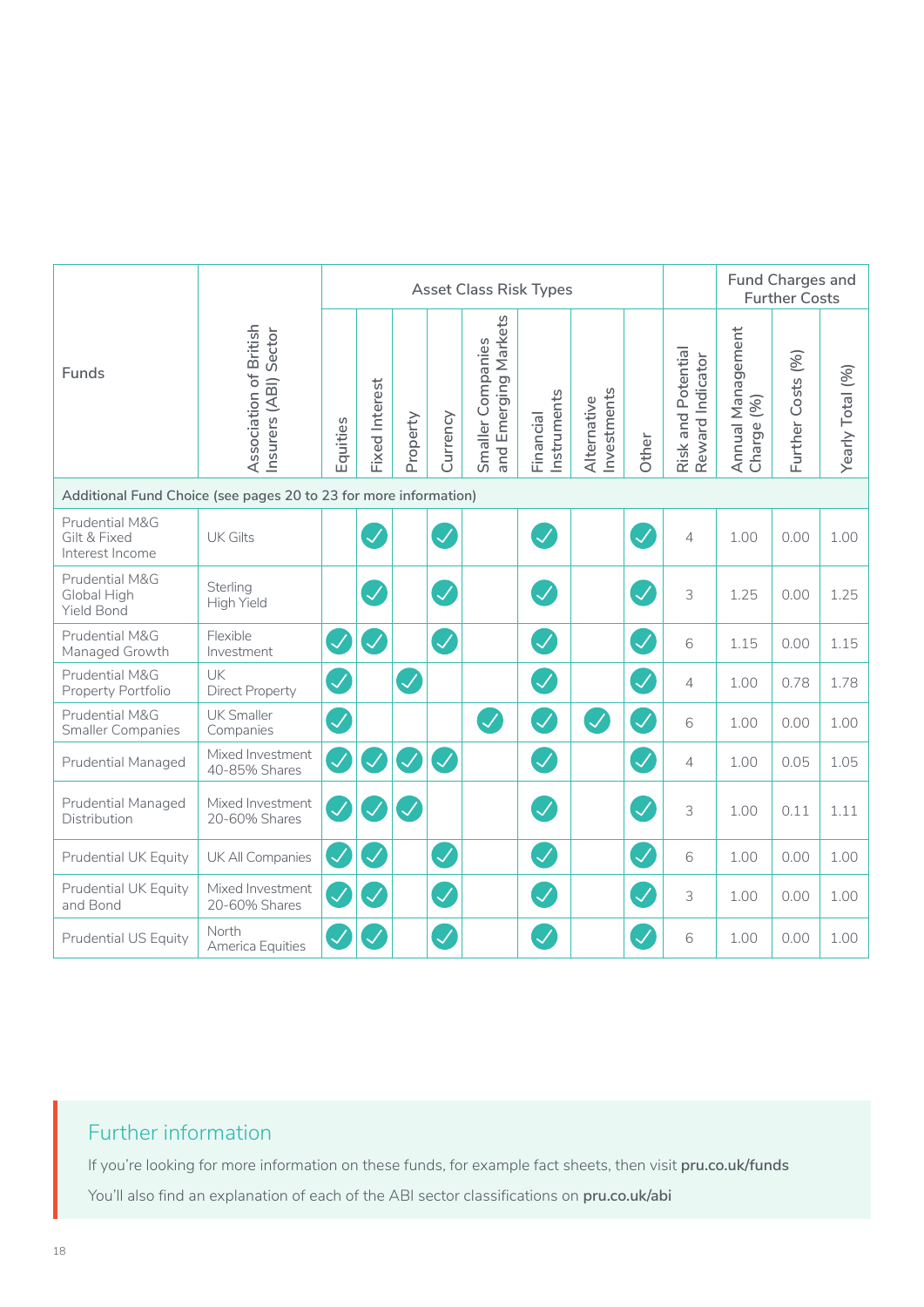| Funds | Association of British Insurers (ABI) Sector | Asset Class Risk Types | | | | | | | | Risk and Potential Reward Indicator | Fund Charges and Further Costs | | |
|---|---|---|---|---|---|---|---|---|---|---|---|---|---|
| | | Equities | Fixed Interest | Property | Currency | Smaller Companies and Emerging Markets | Financial Instruments | Alternative Investments | Other | | Annual Management Charge (%) | Further Costs (%) | Yearly Total (%) |
| Additional Fund Choice (see pages 20 to 23 for more information) | | | | | | | | | | | | | |
| Prudential M&G Gilt & Fixed Interest Income | UK Gilts | | ✓ | | ✓ | | ✓ | | ✓ | 4 | 1.00 | 0.00 | 1.00 |
| Prudential M&G Global High Yield Bond | Sterling High Yield | | ✓ | | ✓ | | ✓ | | ✓ | 3 | 1.25 | 0.00 | 1.25 |
| Prudential M&G Managed Growth | Flexible Investment | ✓ | ✓ | | ✓ | | ✓ | | ✓ | 6 | 1.15 | 0.00 | 1.15 |
| Prudential M&G Property Portfolio | UK Direct Property | ✓ | | ✓ | | | ✓ | | ✓ | 4 | 1.00 | 0.78 | 1.78 |
| Prudential M&G Smaller Companies | UK Smaller Companies | ✓ | | | | ✓ | ✓ | ✓ | ✓ | 6 | 1.00 | 0.00 | 1.00 |
| Prudential Managed | Mixed Investment 40-85% Shares | ✓ | ✓ | ✓ | ✓ | | ✓ | | ✓ | 4 | 1.00 | 0.05 | 1.05 |
| Prudential Managed Distribution | Mixed Investment 20-60% Shares | ✓ | ✓ | ✓ | | | ✓ | | ✓ | 3 | 1.00 | 0.11 | 1.11 |
| Prudential UK Equity | UK All Companies | ✓ | ✓ | | ✓ | | ✓ | | ✓ | 6 | 1.00 | 0.00 | 1.00 |
| Prudential UK Equity and Bond | Mixed Investment 20-60% Shares | ✓ | ✓ | | ✓ | | ✓ | | ✓ | 3 | 1.00 | 0.00 | 1.00 |
| Prudential US Equity | North America Equities | ✓ | ✓ | | ✓ | | ✓ | | ✓ | 6 | 1.00 | 0.00 | 1.00 |

## Further information

If you're looking for more information on these funds, for example fact sheets, then visit **pru.co.uk/funds**

You'll also find an explanation of each of the ABI sector classifications on **pru.co.uk/abi**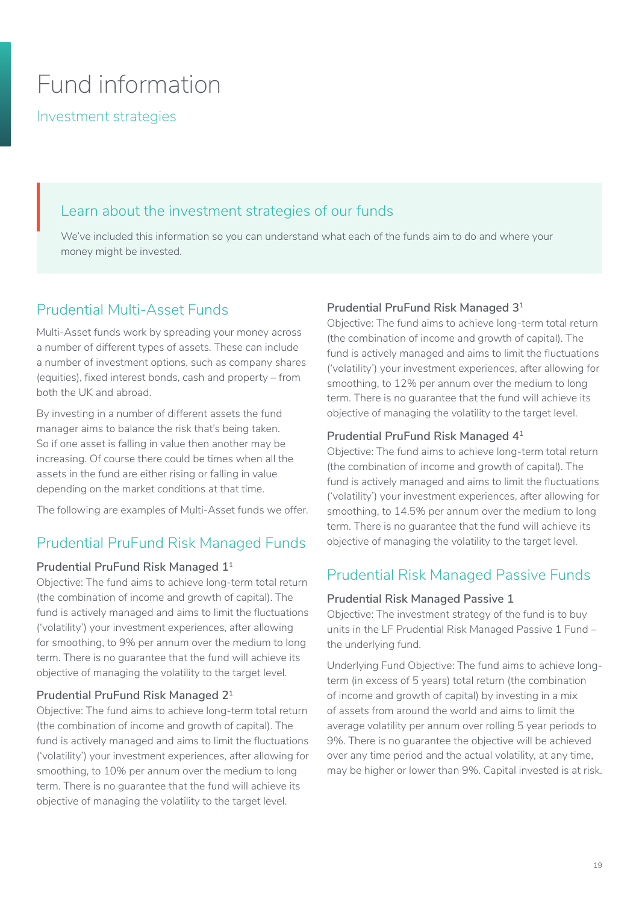# Fund information

## Investment strategies

### Learn about the investment strategies of our funds

We've included this information so you can understand what each of the funds aim to do and where your money might be invested.

## Prudential Multi-Asset Funds

Multi-Asset funds work by spreading your money across a number of different types of assets. These can include a number of investment options, such as company shares (equities), fixed interest bonds, cash and property – from both the UK and abroad.

By investing in a number of different assets the fund manager aims to balance the risk that's being taken. So if one asset is falling in value then another may be increasing. Of course there could be times when all the assets in the fund are either rising or falling in value depending on the market conditions at that time.

The following are examples of Multi-Asset funds we offer.

## Prudential PruFund Risk Managed Funds

### Prudential PruFund Risk Managed 1[1]

Objective: The fund aims to achieve long-term total return (the combination of income and growth of capital). The fund is actively managed and aims to limit the fluctuations ('volatility') your investment experiences, after allowing for smoothing, to 9% per annum over the medium to long term. There is no guarantee that the fund will achieve its objective of managing the volatility to the target level.

### Prudential PruFund Risk Managed 2[1]

Objective: The fund aims to achieve long-term total return (the combination of income and growth of capital). The fund is actively managed and aims to limit the fluctuations ('volatility') your investment experiences, after allowing for smoothing, to 10% per annum over the medium to long term. There is no guarantee that the fund will achieve its objective of managing the volatility to the target level.

### Prudential PruFund Risk Managed 3[1]

Objective: The fund aims to achieve long-term total return (the combination of income and growth of capital). The fund is actively managed and aims to limit the fluctuations ('volatility') your investment experiences, after allowing for smoothing, to 12% per annum over the medium to long term. There is no guarantee that the fund will achieve its objective of managing the volatility to the target level.

### Prudential PruFund Risk Managed 4[1]

Objective: The fund aims to achieve long-term total return (the combination of income and growth of capital). The fund is actively managed and aims to limit the fluctuations ('volatility') your investment experiences, after allowing for smoothing, to 14.5% per annum over the medium to long term. There is no guarantee that the fund will achieve its objective of managing the volatility to the target level.

## Prudential Risk Managed Passive Funds

### Prudential Risk Managed Passive 1

Objective: The investment strategy of the fund is to buy units in the LF Prudential Risk Managed Passive 1 Fund – the underlying fund.

Underlying Fund Objective: The fund aims to achieve long-term (in excess of 5 years) total return (the combination of income and growth of capital) by investing in a mix of assets from around the world and aims to limit the average volatility per annum over rolling 5 year periods to 9%. There is no guarantee the objective will be achieved over any time period and the actual volatility, at any time, may be higher or lower than 9%. Capital invested is at risk.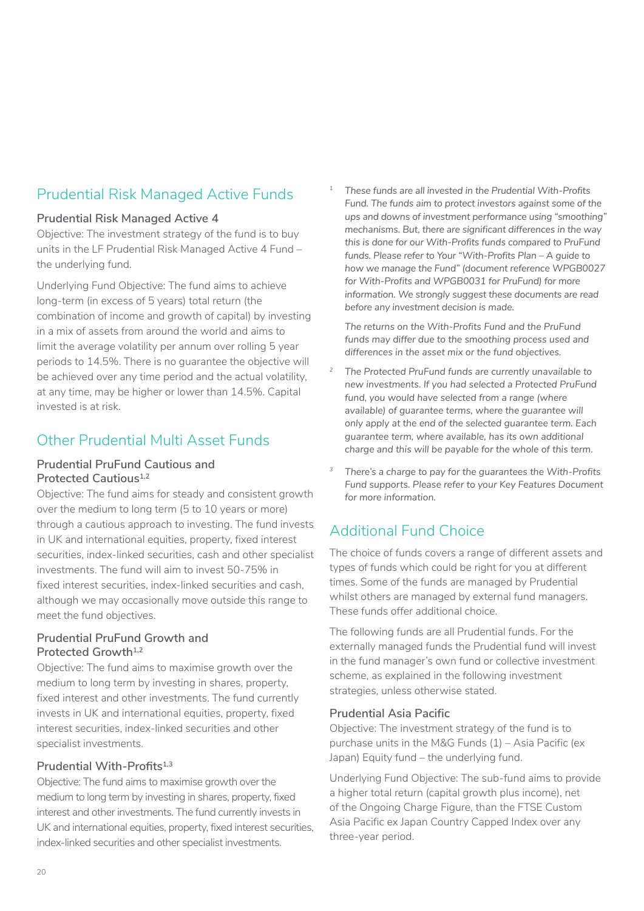## Prudential Risk Managed Active Funds

### Prudential Risk Managed Active 4

Objective: The investment strategy of the fund is to buy units in the LF Prudential Risk Managed Active 4 Fund – the underlying fund.

Underlying Fund Objective: The fund aims to achieve long-term (in excess of 5 years) total return (the combination of income and growth of capital) by investing in a mix of assets from around the world and aims to limit the average volatility per annum over rolling 5 year periods to 14.5%. There is no guarantee the objective will be achieved over any time period and the actual volatility, at any time, may be higher or lower than 14.5%. Capital invested is at risk.

## Other Prudential Multi Asset Funds

### Prudential PruFund Cautious and Protected Cautious[1,2]

Objective: The fund aims for steady and consistent growth over the medium to long term (5 to 10 years or more) through a cautious approach to investing. The fund invests in UK and international equities, property, fixed interest securities, index-linked securities, cash and other specialist investments. The fund will aim to invest 50-75% in fixed interest securities, index-linked securities and cash, although we may occasionally move outside this range to meet the fund objectives.

### Prudential PruFund Growth and Protected Growth[1,2]

Objective: The fund aims to maximise growth over the medium to long term by investing in shares, property, fixed interest and other investments. The fund currently invests in UK and international equities, property, fixed interest securities, index-linked securities and other specialist investments.

### Prudential With-Profits[1,3]

Objective: The fund aims to maximise growth over the medium to long term by investing in shares, property, fixed interest and other investments. The fund currently invests in UK and international equities, property, fixed interest securities, index-linked securities and other specialist investments.

[1] *These funds are all invested in the Prudential With-Profits Fund. The funds aim to protect investors against some of the ups and downs of investment performance using "smoothing" mechanisms. But, there are significant differences in the way this is done for our With-Profits funds compared to PruFund funds. Please refer to Your "With-Profits Plan – A guide to how we manage the Fund" (document reference WPGB0027 for With-Profits and WPGB0031 for PruFund) for more information. We strongly suggest these documents are read before any investment decision is made.*

*The returns on the With-Profits Fund and the PruFund funds may differ due to the smoothing process used and differences in the asset mix or the fund objectives.*

[2] *The Protected PruFund funds are currently unavailable to new investments. If you had selected a Protected PruFund fund, you would have selected from a range (where available) of guarantee terms, where the guarantee will only apply at the end of the selected guarantee term. Each guarantee term, where available, has its own additional charge and this will be payable for the whole of this term.*

[3] *There's a charge to pay for the guarantees the With-Profits Fund supports. Please refer to your Key Features Document for more information.*

## Additional Fund Choice

The choice of funds covers a range of different assets and types of funds which could be right for you at different times. Some of the funds are managed by Prudential whilst others are managed by external fund managers. These funds offer additional choice.

The following funds are all Prudential funds. For the externally managed funds the Prudential fund will invest in the fund manager's own fund or collective investment scheme, as explained in the following investment strategies, unless otherwise stated.

### Prudential Asia Pacific

Objective: The investment strategy of the fund is to purchase units in the M&G Funds (1) – Asia Pacific (ex Japan) Equity fund – the underlying fund.

Underlying Fund Objective: The sub-fund aims to provide a higher total return (capital growth plus income), net of the Ongoing Charge Figure, than the FTSE Custom Asia Pacific ex Japan Country Capped Index over any three-year period.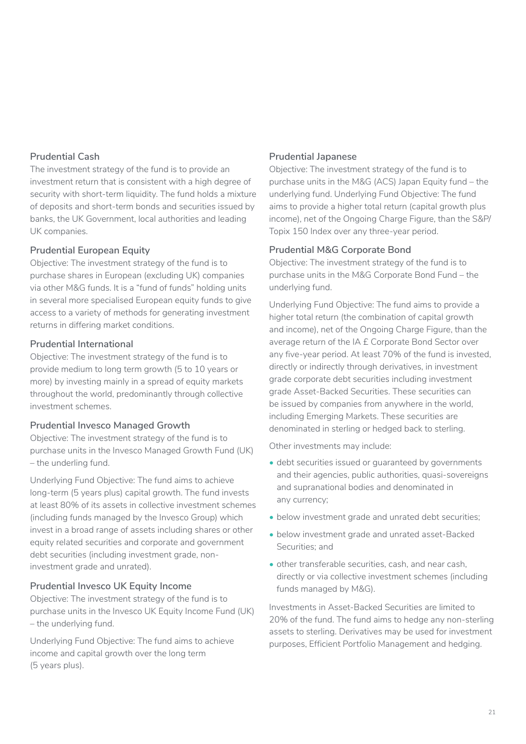### Prudential Cash

The investment strategy of the fund is to provide an investment return that is consistent with a high degree of security with short-term liquidity. The fund holds a mixture of deposits and short-term bonds and securities issued by banks, the UK Government, local authorities and leading UK companies.

### Prudential European Equity

Objective: The investment strategy of the fund is to purchase shares in European (excluding UK) companies via other M&G funds. It is a "fund of funds" holding units in several more specialised European equity funds to give access to a variety of methods for generating investment returns in differing market conditions.

### Prudential International

Objective: The investment strategy of the fund is to provide medium to long term growth (5 to 10 years or more) by investing mainly in a spread of equity markets throughout the world, predominantly through collective investment schemes.

### Prudential Invesco Managed Growth

Objective: The investment strategy of the fund is to purchase units in the Invesco Managed Growth Fund (UK) – the underling fund.

Underlying Fund Objective: The fund aims to achieve long-term (5 years plus) capital growth. The fund invests at least 80% of its assets in collective investment schemes (including funds managed by the Invesco Group) which invest in a broad range of assets including shares or other equity related securities and corporate and government debt securities (including investment grade, non-investment grade and unrated).

### Prudential Invesco UK Equity Income

Objective: The investment strategy of the fund is to purchase units in the Invesco UK Equity Income Fund (UK) – the underlying fund.

Underlying Fund Objective: The fund aims to achieve income and capital growth over the long term (5 years plus).

### Prudential Japanese

Objective: The investment strategy of the fund is to purchase units in the M&G (ACS) Japan Equity fund – the underlying fund. Underlying Fund Objective: The fund aims to provide a higher total return (capital growth plus income), net of the Ongoing Charge Figure, than the S&P/Topix 150 Index over any three-year period.

### Prudential M&G Corporate Bond

Objective: The investment strategy of the fund is to purchase units in the M&G Corporate Bond Fund – the underlying fund.

Underlying Fund Objective: The fund aims to provide a higher total return (the combination of capital growth and income), net of the Ongoing Charge Figure, than the average return of the IA £ Corporate Bond Sector over any five-year period. At least 70% of the fund is invested, directly or indirectly through derivatives, in investment grade corporate debt securities including investment grade Asset-Backed Securities. These securities can be issued by companies from anywhere in the world, including Emerging Markets. These securities are denominated in sterling or hedged back to sterling.

Other investments may include:

- debt securities issued or guaranteed by governments and their agencies, public authorities, quasi-sovereigns and supranational bodies and denominated in any currency;
- below investment grade and unrated debt securities;
- below investment grade and unrated asset-Backed Securities; and
- other transferable securities, cash, and near cash, directly or via collective investment schemes (including funds managed by M&G).

Investments in Asset-Backed Securities are limited to 20% of the fund. The fund aims to hedge any non-sterling assets to sterling. Derivatives may be used for investment purposes, Efficient Portfolio Management and hedging.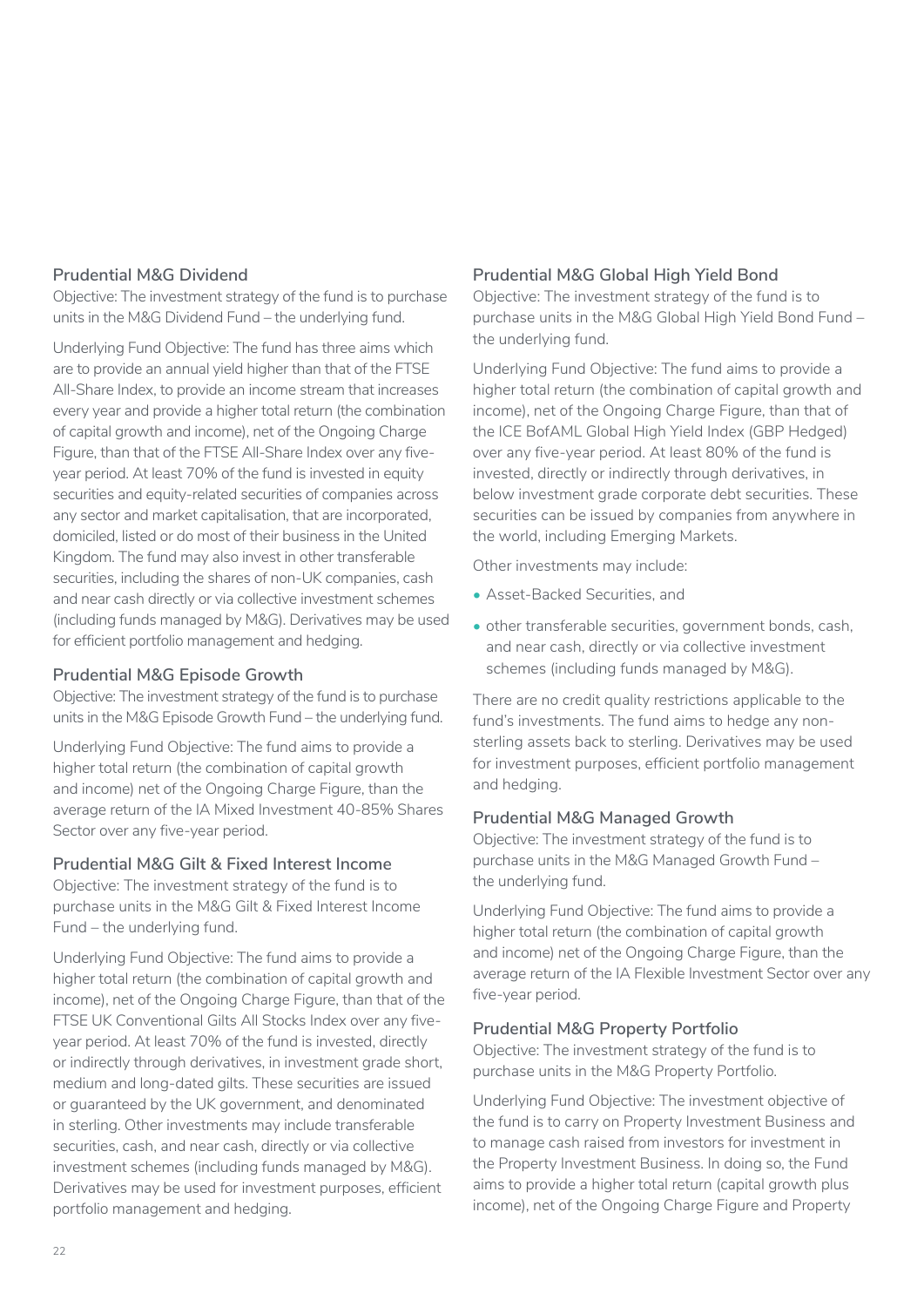### Prudential M&G Dividend

Objective: The investment strategy of the fund is to purchase units in the M&G Dividend Fund – the underlying fund.

Underlying Fund Objective: The fund has three aims which are to provide an annual yield higher than that of the FTSE All-Share Index, to provide an income stream that increases every year and provide a higher total return (the combination of capital growth and income), net of the Ongoing Charge Figure, than that of the FTSE All-Share Index over any five-year period. At least 70% of the fund is invested in equity securities and equity-related securities of companies across any sector and market capitalisation, that are incorporated, domiciled, listed or do most of their business in the United Kingdom. The fund may also invest in other transferable securities, including the shares of non-UK companies, cash and near cash directly or via collective investment schemes (including funds managed by M&G). Derivatives may be used for efficient portfolio management and hedging.

### Prudential M&G Episode Growth

Objective: The investment strategy of the fund is to purchase units in the M&G Episode Growth Fund – the underlying fund.

Underlying Fund Objective: The fund aims to provide a higher total return (the combination of capital growth and income) net of the Ongoing Charge Figure, than the average return of the IA Mixed Investment 40-85% Shares Sector over any five-year period.

### Prudential M&G Gilt & Fixed Interest Income

Objective: The investment strategy of the fund is to purchase units in the M&G Gilt & Fixed Interest Income Fund – the underlying fund.

Underlying Fund Objective: The fund aims to provide a higher total return (the combination of capital growth and income), net of the Ongoing Charge Figure, than that of the FTSE UK Conventional Gilts All Stocks Index over any five-year period. At least 70% of the fund is invested, directly or indirectly through derivatives, in investment grade short, medium and long-dated gilts. These securities are issued or guaranteed by the UK government, and denominated in sterling. Other investments may include transferable securities, cash, and near cash, directly or via collective investment schemes (including funds managed by M&G). Derivatives may be used for investment purposes, efficient portfolio management and hedging.

### Prudential M&G Global High Yield Bond

Objective: The investment strategy of the fund is to purchase units in the M&G Global High Yield Bond Fund – the underlying fund.

Underlying Fund Objective: The fund aims to provide a higher total return (the combination of capital growth and income), net of the Ongoing Charge Figure, than that of the ICE BofAML Global High Yield Index (GBP Hedged) over any five-year period. At least 80% of the fund is invested, directly or indirectly through derivatives, in below investment grade corporate debt securities. These securities can be issued by companies from anywhere in the world, including Emerging Markets.

Other investments may include:

- Asset-Backed Securities, and
- other transferable securities, government bonds, cash, and near cash, directly or via collective investment schemes (including funds managed by M&G).

There are no credit quality restrictions applicable to the fund's investments. The fund aims to hedge any non-sterling assets back to sterling. Derivatives may be used for investment purposes, efficient portfolio management and hedging.

### Prudential M&G Managed Growth

Objective: The investment strategy of the fund is to purchase units in the M&G Managed Growth Fund – the underlying fund.

Underlying Fund Objective: The fund aims to provide a higher total return (the combination of capital growth and income) net of the Ongoing Charge Figure, than the average return of the IA Flexible Investment Sector over any five-year period.

### Prudential M&G Property Portfolio

Objective: The investment strategy of the fund is to purchase units in the M&G Property Portfolio.

Underlying Fund Objective: The investment objective of the fund is to carry on Property Investment Business and to manage cash raised from investors for investment in the Property Investment Business. In doing so, the Fund aims to provide a higher total return (capital growth plus income), net of the Ongoing Charge Figure and Property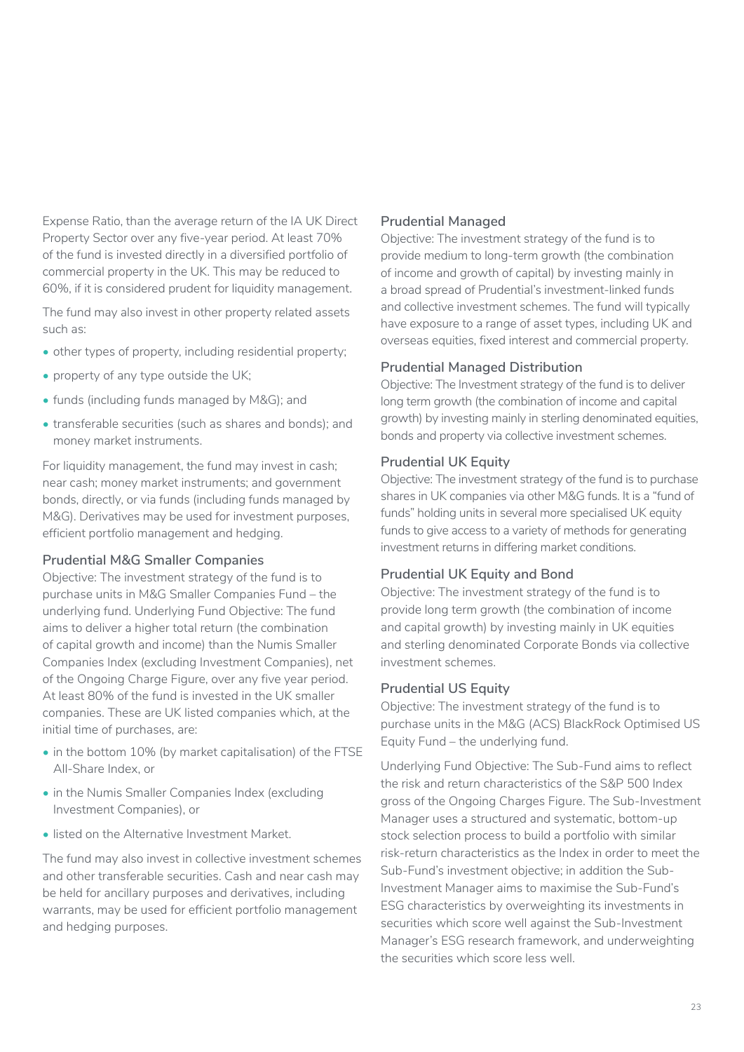Expense Ratio, than the average return of the IA UK Direct Property Sector over any five-year period. At least 70% of the fund is invested directly in a diversified portfolio of commercial property in the UK. This may be reduced to 60%, if it is considered prudent for liquidity management.

The fund may also invest in other property related assets such as:

- other types of property, including residential property;
- property of any type outside the UK;
- funds (including funds managed by M&G); and
- transferable securities (such as shares and bonds); and money market instruments.

For liquidity management, the fund may invest in cash; near cash; money market instruments; and government bonds, directly, or via funds (including funds managed by M&G). Derivatives may be used for investment purposes, efficient portfolio management and hedging.

### Prudential M&G Smaller Companies

Objective: The investment strategy of the fund is to purchase units in M&G Smaller Companies Fund – the underlying fund. Underlying Fund Objective: The fund aims to deliver a higher total return (the combination of capital growth and income) than the Numis Smaller Companies Index (excluding Investment Companies), net of the Ongoing Charge Figure, over any five year period. At least 80% of the fund is invested in the UK smaller companies. These are UK listed companies which, at the initial time of purchases, are:

- in the bottom 10% (by market capitalisation) of the FTSE All-Share Index, or
- in the Numis Smaller Companies Index (excluding Investment Companies), or
- listed on the Alternative Investment Market.

The fund may also invest in collective investment schemes and other transferable securities. Cash and near cash may be held for ancillary purposes and derivatives, including warrants, may be used for efficient portfolio management and hedging purposes.

### Prudential Managed

Objective: The investment strategy of the fund is to provide medium to long-term growth (the combination of income and growth of capital) by investing mainly in a broad spread of Prudential's investment-linked funds and collective investment schemes. The fund will typically have exposure to a range of asset types, including UK and overseas equities, fixed interest and commercial property.

### Prudential Managed Distribution

Objective: The Investment strategy of the fund is to deliver long term growth (the combination of income and capital growth) by investing mainly in sterling denominated equities, bonds and property via collective investment schemes.

### Prudential UK Equity

Objective: The investment strategy of the fund is to purchase shares in UK companies via other M&G funds. It is a "fund of funds" holding units in several more specialised UK equity funds to give access to a variety of methods for generating investment returns in differing market conditions.

### Prudential UK Equity and Bond

Objective: The investment strategy of the fund is to provide long term growth (the combination of income and capital growth) by investing mainly in UK equities and sterling denominated Corporate Bonds via collective investment schemes.

### Prudential US Equity

Objective: The investment strategy of the fund is to purchase units in the M&G (ACS) BlackRock Optimised US Equity Fund – the underlying fund.

Underlying Fund Objective: The Sub-Fund aims to reflect the risk and return characteristics of the S&P 500 Index gross of the Ongoing Charges Figure. The Sub-Investment Manager uses a structured and systematic, bottom-up stock selection process to build a portfolio with similar risk-return characteristics as the Index in order to meet the Sub-Fund's investment objective; in addition the Sub-Investment Manager aims to maximise the Sub-Fund's ESG characteristics by overweighting its investments in securities which score well against the Sub-Investment Manager's ESG research framework, and underweighting the securities which score less well.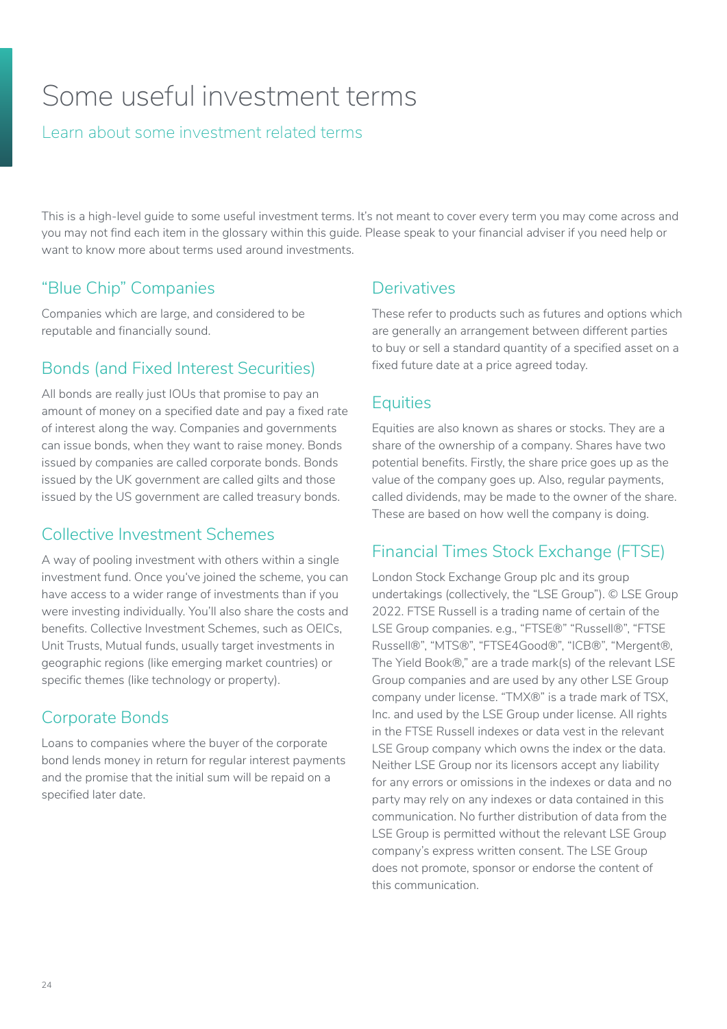# Some useful investment terms

## Learn about some investment related terms

This is a high-level guide to some useful investment terms. It's not meant to cover every term you may come across and you may not find each item in the glossary within this guide. Please speak to your financial adviser if you need help or want to know more about terms used around investments.

### "Blue Chip" Companies

Companies which are large, and considered to be reputable and financially sound.

### Bonds (and Fixed Interest Securities)

All bonds are really just IOUs that promise to pay an amount of money on a specified date and pay a fixed rate of interest along the way. Companies and governments can issue bonds, when they want to raise money. Bonds issued by companies are called corporate bonds. Bonds issued by the UK government are called gilts and those issued by the US government are called treasury bonds.

### Collective Investment Schemes

A way of pooling investment with others within a single investment fund. Once you've joined the scheme, you can have access to a wider range of investments than if you were investing individually. You'll also share the costs and benefits. Collective Investment Schemes, such as OEICs, Unit Trusts, Mutual funds, usually target investments in geographic regions (like emerging market countries) or specific themes (like technology or property).

### Corporate Bonds

Loans to companies where the buyer of the corporate bond lends money in return for regular interest payments and the promise that the initial sum will be repaid on a specified later date.

### Derivatives

These refer to products such as futures and options which are generally an arrangement between different parties to buy or sell a standard quantity of a specified asset on a fixed future date at a price agreed today.

### Equities

Equities are also known as shares or stocks. They are a share of the ownership of a company. Shares have two potential benefits. Firstly, the share price goes up as the value of the company goes up. Also, regular payments, called dividends, may be made to the owner of the share. These are based on how well the company is doing.

### Financial Times Stock Exchange (FTSE)

London Stock Exchange Group plc and its group undertakings (collectively, the "LSE Group"). © LSE Group 2022. FTSE Russell is a trading name of certain of the LSE Group companies. e.g., "FTSE®" "Russell®", "FTSE Russell®", "MTS®", "FTSE4Good®", "ICB®", "Mergent®, The Yield Book®," are a trade mark(s) of the relevant LSE Group companies and are used by any other LSE Group company under license. "TMX®" is a trade mark of TSX, Inc. and used by the LSE Group under license. All rights in the FTSE Russell indexes or data vest in the relevant LSE Group company which owns the index or the data. Neither LSE Group nor its licensors accept any liability for any errors or omissions in the indexes or data and no party may rely on any indexes or data contained in this communication. No further distribution of data from the LSE Group is permitted without the relevant LSE Group company's express written consent. The LSE Group does not promote, sponsor or endorse the content of this communication.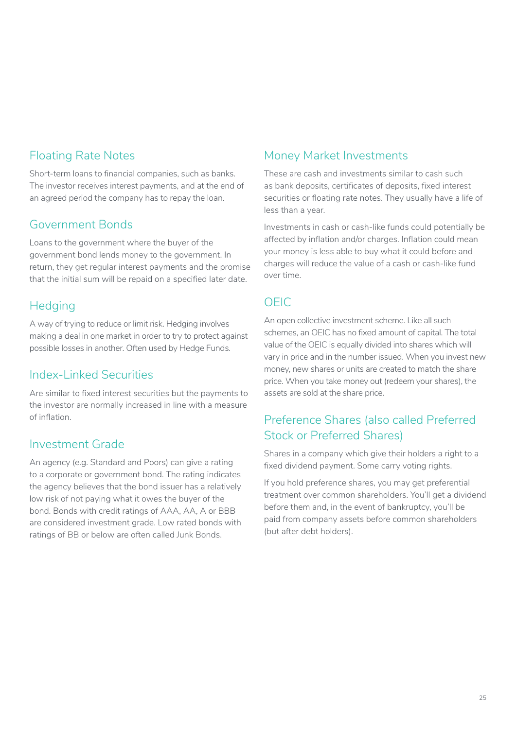## Floating Rate Notes

Short-term loans to financial companies, such as banks. The investor receives interest payments, and at the end of an agreed period the company has to repay the loan.

## Government Bonds

Loans to the government where the buyer of the government bond lends money to the government. In return, they get regular interest payments and the promise that the initial sum will be repaid on a specified later date.

## Hedging

A way of trying to reduce or limit risk. Hedging involves making a deal in one market in order to try to protect against possible losses in another. Often used by Hedge Funds.

## Index-Linked Securities

Are similar to fixed interest securities but the payments to the investor are normally increased in line with a measure of inflation.

## Investment Grade

An agency (e.g. Standard and Poors) can give a rating to a corporate or government bond. The rating indicates the agency believes that the bond issuer has a relatively low risk of not paying what it owes the buyer of the bond. Bonds with credit ratings of AAA, AA, A or BBB are considered investment grade. Low rated bonds with ratings of BB or below are often called Junk Bonds.

## Money Market Investments

These are cash and investments similar to cash such as bank deposits, certificates of deposits, fixed interest securities or floating rate notes. They usually have a life of less than a year.

Investments in cash or cash-like funds could potentially be affected by inflation and/or charges. Inflation could mean your money is less able to buy what it could before and charges will reduce the value of a cash or cash-like fund over time.

## OEIC

An open collective investment scheme. Like all such schemes, an OEIC has no fixed amount of capital. The total value of the OEIC is equally divided into shares which will vary in price and in the number issued. When you invest new money, new shares or units are created to match the share price. When you take money out (redeem your shares), the assets are sold at the share price.

## Preference Shares (also called Preferred Stock or Preferred Shares)

Shares in a company which give their holders a right to a fixed dividend payment. Some carry voting rights.

If you hold preference shares, you may get preferential treatment over common shareholders. You'll get a dividend before them and, in the event of bankruptcy, you'll be paid from company assets before common shareholders (but after debt holders).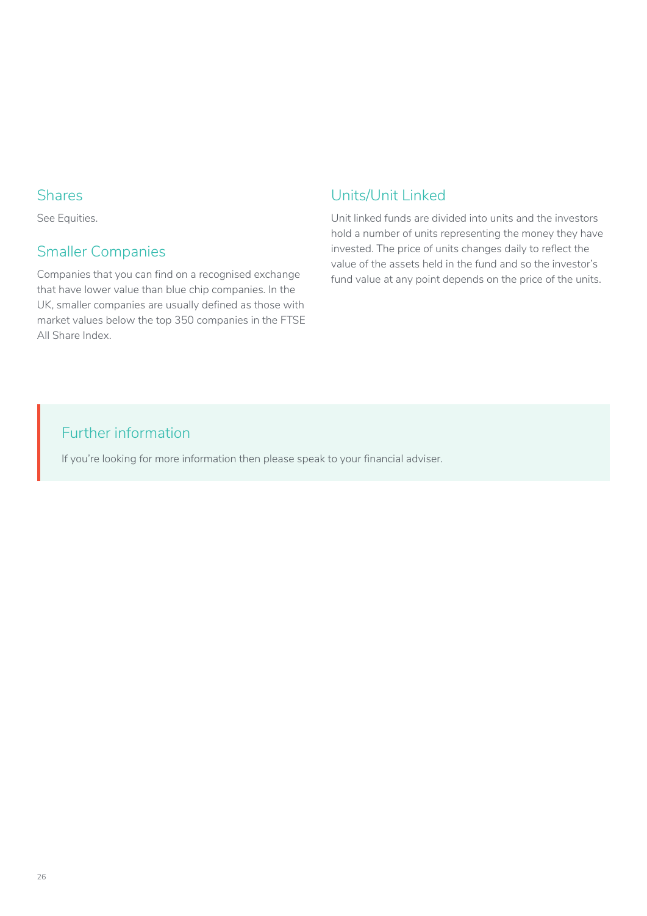## Shares

See Equities.

## Smaller Companies

Companies that you can find on a recognised exchange that have lower value than blue chip companies. In the UK, smaller companies are usually defined as those with market values below the top 350 companies in the FTSE All Share Index.

## Units/Unit Linked

Unit linked funds are divided into units and the investors hold a number of units representing the money they have invested. The price of units changes daily to reflect the value of the assets held in the fund and so the investor's fund value at any point depends on the price of the units.

## Further information

If you're looking for more information then please speak to your financial adviser.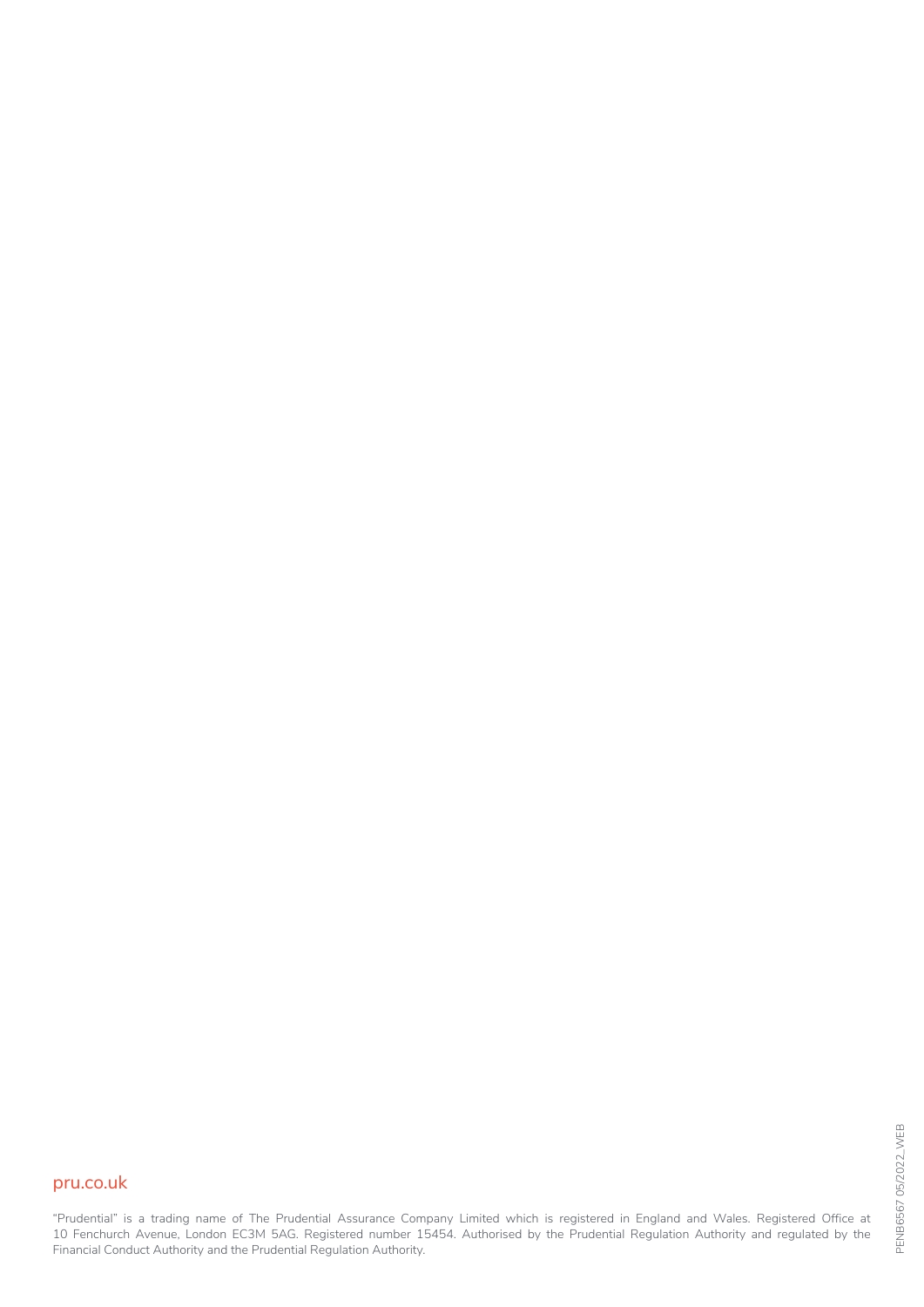pru.co.uk

"Prudential" is a trading name of The Prudential Assurance Company Limited which is registered in England and Wales. Registered Office at 10 Fenchurch Avenue, London EC3M 5AG. Registered number 15454. Authorised by the Prudential Regulation Authority and regulated by the Financial Conduct Authority and the Prudential Regulation Authority.

PENB6567 05/2022_WEB